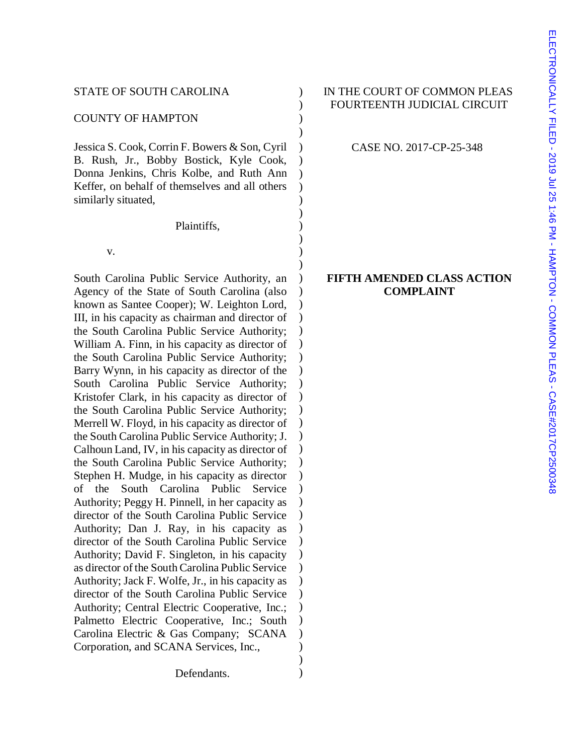STATE OF SOUTH CAROLINA

COUNTY OF HAMPTON

IN THE COURT OF COMMON PLEAS
FOURTEENTH JUDICIAL CIRCUIT

CASE NO. 2017-CP-25-348

Jessica S. Cook, Corrin F. Bowers & Son, Cyril B. Rush, Jr., Bobby Bostick, Kyle Cook, Donna Jenkins, Chris Kolbe, and Ruth Ann Keffer, on behalf of themselves and all others similarly situated,

Plaintiffs,

v.

South Carolina Public Service Authority, an Agency of the State of South Carolina (also known as Santee Cooper); W. Leighton Lord, III, in his capacity as chairman and director of the South Carolina Public Service Authority; William A. Finn, in his capacity as director of the South Carolina Public Service Authority; Barry Wynn, in his capacity as director of the South Carolina Public Service Authority; Kristofer Clark, in his capacity as director of the South Carolina Public Service Authority; Merrell W. Floyd, in his capacity as director of the South Carolina Public Service Authority; J. Calhoun Land, IV, in his capacity as director of the South Carolina Public Service Authority; Stephen H. Mudge, in his capacity as director of the South Carolina Public Service Authority; Peggy H. Pinnell, in her capacity as director of the South Carolina Public Service Authority; Dan J. Ray, in his capacity as director of the South Carolina Public Service Authority; David F. Singleton, in his capacity as director of the South Carolina Public Service Authority; Jack F. Wolfe, Jr., in his capacity as director of the South Carolina Public Service Authority; Central Electric Cooperative, Inc.; Palmetto Electric Cooperative, Inc.; South Carolina Electric & Gas Company; SCANA Corporation, and SCANA Services, Inc.,

Defendants.

**FIFTH AMENDED CLASS ACTION COMPLAINT**

ELECTRONICALLY FILED - 2019 Jul 25 1:46 PM - HAMPTON - COMMON PLEAS - CASE#2017CP2500348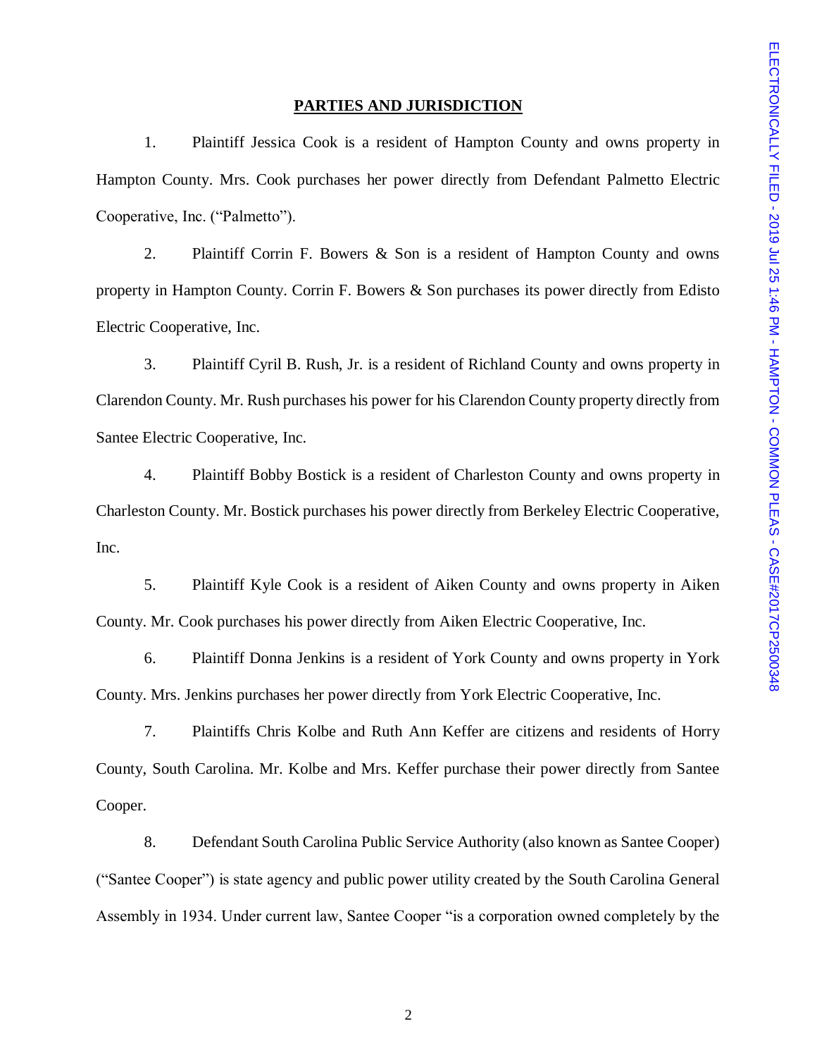## PARTIES AND JURISDICTION

1. Plaintiff Jessica Cook is a resident of Hampton County and owns property in Hampton County. Mrs. Cook purchases her power directly from Defendant Palmetto Electric Cooperative, Inc. ("Palmetto").

2. Plaintiff Corrin F. Bowers & Son is a resident of Hampton County and owns property in Hampton County. Corrin F. Bowers & Son purchases its power directly from Edisto Electric Cooperative, Inc.

3. Plaintiff Cyril B. Rush, Jr. is a resident of Richland County and owns property in Clarendon County. Mr. Rush purchases his power for his Clarendon County property directly from Santee Electric Cooperative, Inc.

4. Plaintiff Bobby Bostick is a resident of Charleston County and owns property in Charleston County. Mr. Bostick purchases his power directly from Berkeley Electric Cooperative, Inc.

5. Plaintiff Kyle Cook is a resident of Aiken County and owns property in Aiken County. Mr. Cook purchases his power directly from Aiken Electric Cooperative, Inc.

6. Plaintiff Donna Jenkins is a resident of York County and owns property in York County. Mrs. Jenkins purchases her power directly from York Electric Cooperative, Inc.

7. Plaintiffs Chris Kolbe and Ruth Ann Keffer are citizens and residents of Horry County, South Carolina. Mr. Kolbe and Mrs. Keffer purchase their power directly from Santee Cooper.

8. Defendant South Carolina Public Service Authority (also known as Santee Cooper) ("Santee Cooper") is state agency and public power utility created by the South Carolina General Assembly in 1934. Under current law, Santee Cooper "is a corporation owned completely by the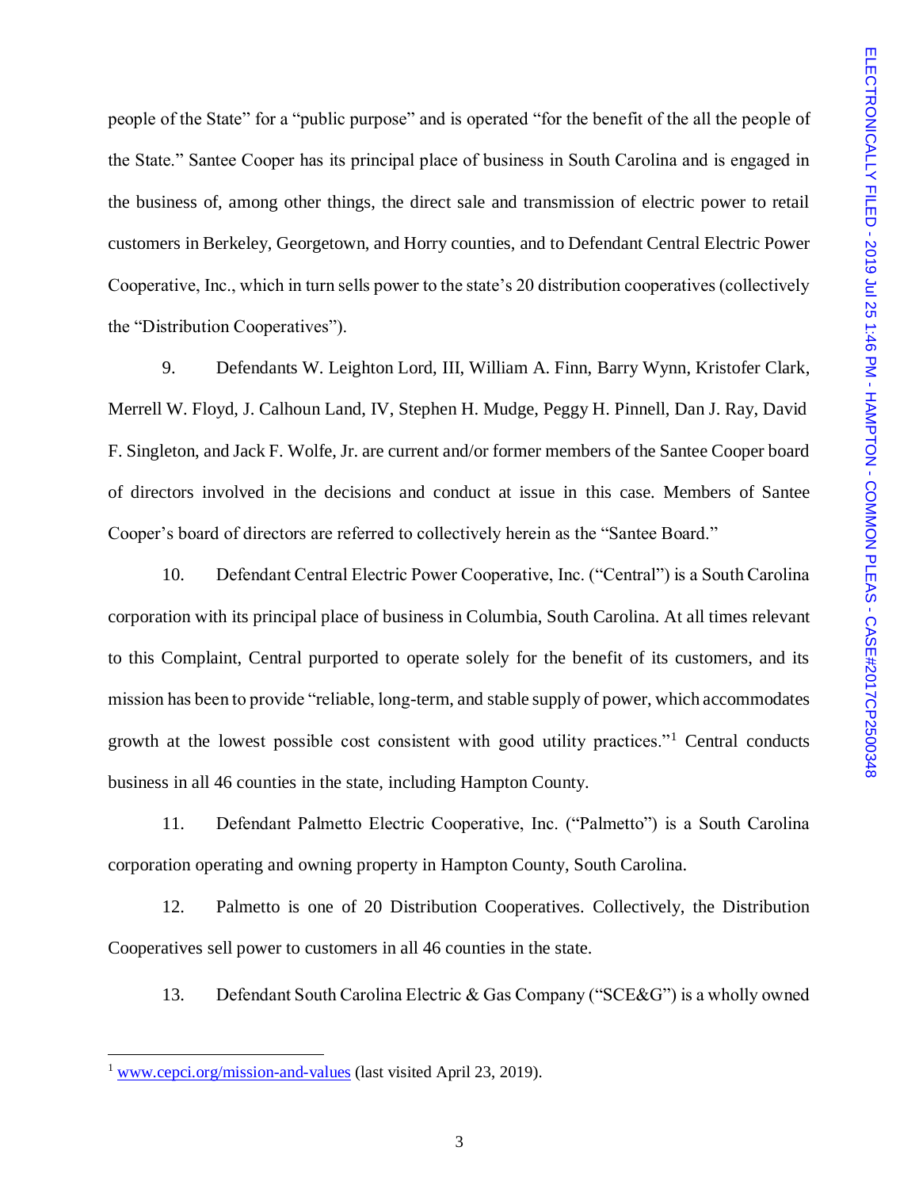people of the State" for a "public purpose" and is operated "for the benefit of the all the people of the State." Santee Cooper has its principal place of business in South Carolina and is engaged in the business of, among other things, the direct sale and transmission of electric power to retail customers in Berkeley, Georgetown, and Horry counties, and to Defendant Central Electric Power Cooperative, Inc., which in turn sells power to the state's 20 distribution cooperatives (collectively the "Distribution Cooperatives").

9. Defendants W. Leighton Lord, III, William A. Finn, Barry Wynn, Kristofer Clark, Merrell W. Floyd, J. Calhoun Land, IV, Stephen H. Mudge, Peggy H. Pinnell, Dan J. Ray, David F. Singleton, and Jack F. Wolfe, Jr. are current and/or former members of the Santee Cooper board of directors involved in the decisions and conduct at issue in this case. Members of Santee Cooper's board of directors are referred to collectively herein as the "Santee Board."

10. Defendant Central Electric Power Cooperative, Inc. ("Central") is a South Carolina corporation with its principal place of business in Columbia, South Carolina. At all times relevant to this Complaint, Central purported to operate solely for the benefit of its customers, and its mission has been to provide "reliable, long-term, and stable supply of power, which accommodates growth at the lowest possible cost consistent with good utility practices."[1] Central conducts business in all 46 counties in the state, including Hampton County.

11. Defendant Palmetto Electric Cooperative, Inc. ("Palmetto") is a South Carolina corporation operating and owning property in Hampton County, South Carolina.

12. Palmetto is one of 20 Distribution Cooperatives. Collectively, the Distribution Cooperatives sell power to customers in all 46 counties in the state.

13. Defendant South Carolina Electric & Gas Company ("SCE&G") is a wholly owned

---

[1] www.cepci.org/mission-and-values (last visited April 23, 2019).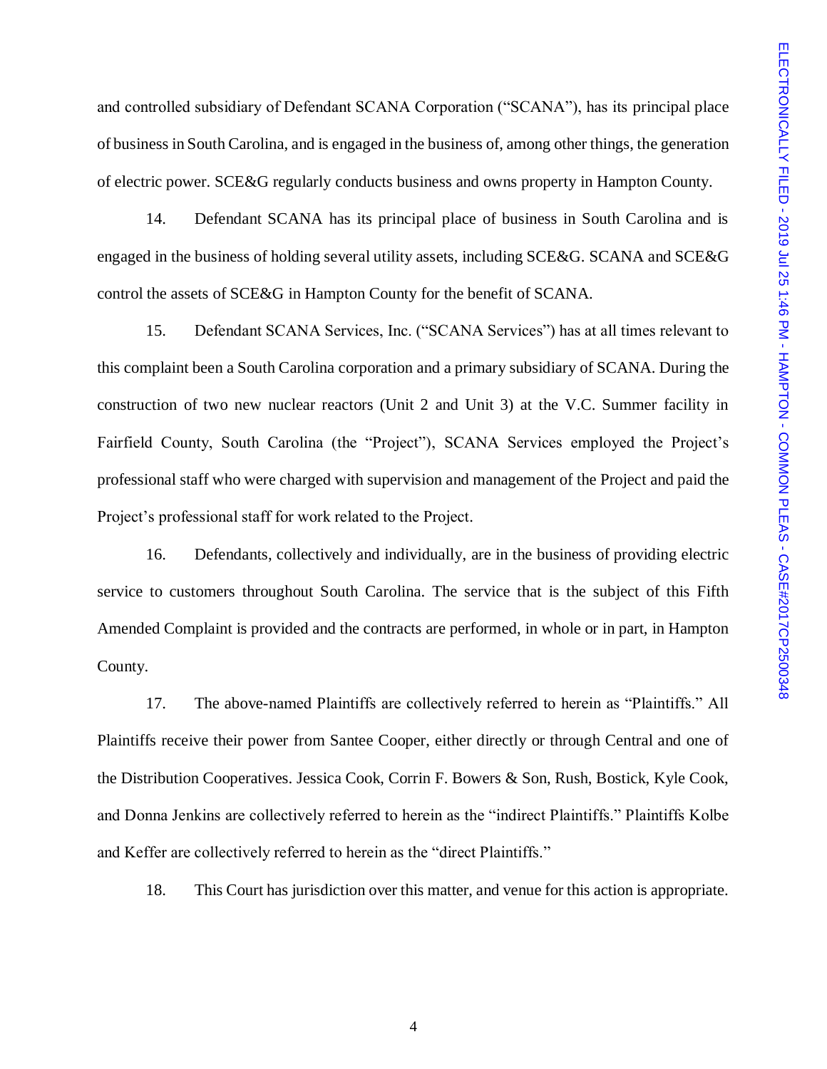and controlled subsidiary of Defendant SCANA Corporation ("SCANA"), has its principal place of business in South Carolina, and is engaged in the business of, among other things, the generation of electric power. SCE&G regularly conducts business and owns property in Hampton County.

14. Defendant SCANA has its principal place of business in South Carolina and is engaged in the business of holding several utility assets, including SCE&G. SCANA and SCE&G control the assets of SCE&G in Hampton County for the benefit of SCANA.

15. Defendant SCANA Services, Inc. ("SCANA Services") has at all times relevant to this complaint been a South Carolina corporation and a primary subsidiary of SCANA. During the construction of two new nuclear reactors (Unit 2 and Unit 3) at the V.C. Summer facility in Fairfield County, South Carolina (the "Project"), SCANA Services employed the Project's professional staff who were charged with supervision and management of the Project and paid the Project's professional staff for work related to the Project.

16. Defendants, collectively and individually, are in the business of providing electric service to customers throughout South Carolina. The service that is the subject of this Fifth Amended Complaint is provided and the contracts are performed, in whole or in part, in Hampton County.

17. The above-named Plaintiffs are collectively referred to herein as "Plaintiffs." All Plaintiffs receive their power from Santee Cooper, either directly or through Central and one of the Distribution Cooperatives. Jessica Cook, Corrin F. Bowers & Son, Rush, Bostick, Kyle Cook, and Donna Jenkins are collectively referred to herein as the "indirect Plaintiffs." Plaintiffs Kolbe and Keffer are collectively referred to herein as the "direct Plaintiffs."

18. This Court has jurisdiction over this matter, and venue for this action is appropriate.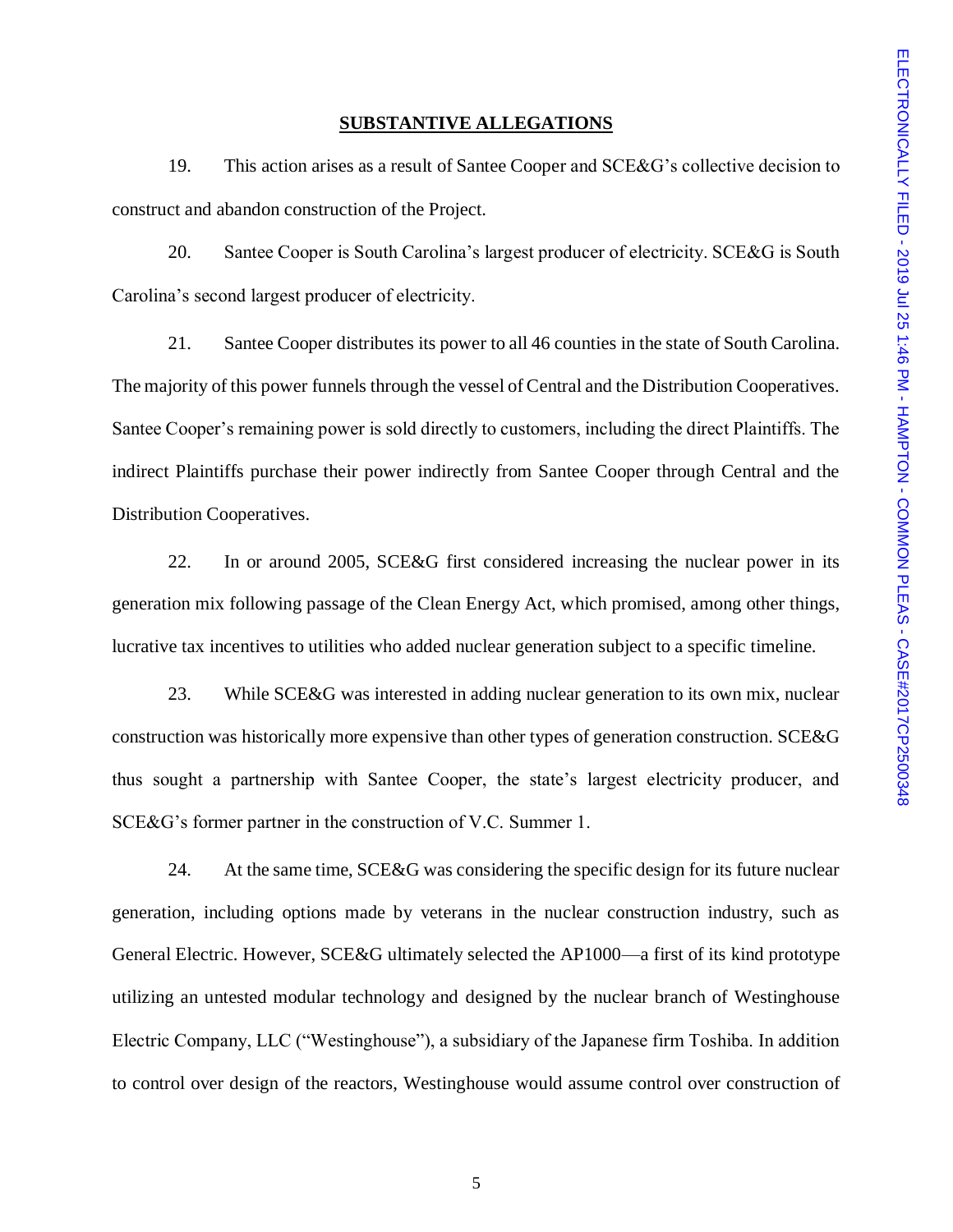## SUBSTANTIVE ALLEGATIONS

19. This action arises as a result of Santee Cooper and SCE&G's collective decision to construct and abandon construction of the Project.

20. Santee Cooper is South Carolina's largest producer of electricity. SCE&G is South Carolina's second largest producer of electricity.

21. Santee Cooper distributes its power to all 46 counties in the state of South Carolina. The majority of this power funnels through the vessel of Central and the Distribution Cooperatives. Santee Cooper's remaining power is sold directly to customers, including the direct Plaintiffs. The indirect Plaintiffs purchase their power indirectly from Santee Cooper through Central and the Distribution Cooperatives.

22. In or around 2005, SCE&G first considered increasing the nuclear power in its generation mix following passage of the Clean Energy Act, which promised, among other things, lucrative tax incentives to utilities who added nuclear generation subject to a specific timeline.

23. While SCE&G was interested in adding nuclear generation to its own mix, nuclear construction was historically more expensive than other types of generation construction. SCE&G thus sought a partnership with Santee Cooper, the state's largest electricity producer, and SCE&G's former partner in the construction of V.C. Summer 1.

24. At the same time, SCE&G was considering the specific design for its future nuclear generation, including options made by veterans in the nuclear construction industry, such as General Electric. However, SCE&G ultimately selected the AP1000—a first of its kind prototype utilizing an untested modular technology and designed by the nuclear branch of Westinghouse Electric Company, LLC ("Westinghouse"), a subsidiary of the Japanese firm Toshiba. In addition to control over design of the reactors, Westinghouse would assume control over construction of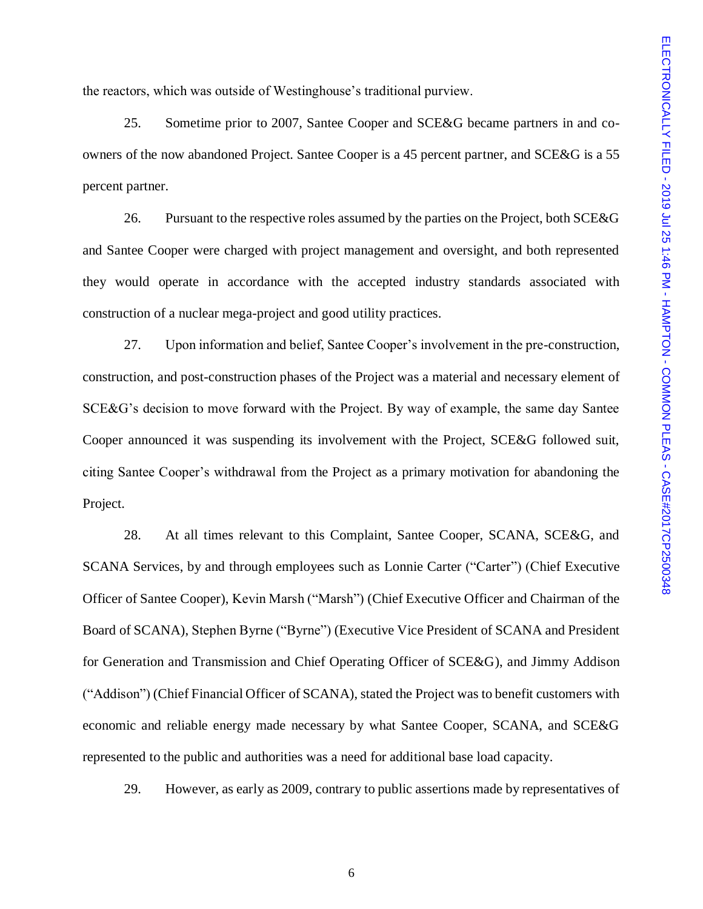the reactors, which was outside of Westinghouse's traditional purview.

25. Sometime prior to 2007, Santee Cooper and SCE&G became partners in and co-owners of the now abandoned Project. Santee Cooper is a 45 percent partner, and SCE&G is a 55 percent partner.

26. Pursuant to the respective roles assumed by the parties on the Project, both SCE&G and Santee Cooper were charged with project management and oversight, and both represented they would operate in accordance with the accepted industry standards associated with construction of a nuclear mega-project and good utility practices.

27. Upon information and belief, Santee Cooper's involvement in the pre-construction, construction, and post-construction phases of the Project was a material and necessary element of SCE&G's decision to move forward with the Project. By way of example, the same day Santee Cooper announced it was suspending its involvement with the Project, SCE&G followed suit, citing Santee Cooper's withdrawal from the Project as a primary motivation for abandoning the Project.

28. At all times relevant to this Complaint, Santee Cooper, SCANA, SCE&G, and SCANA Services, by and through employees such as Lonnie Carter ("Carter") (Chief Executive Officer of Santee Cooper), Kevin Marsh ("Marsh") (Chief Executive Officer and Chairman of the Board of SCANA), Stephen Byrne ("Byrne") (Executive Vice President of SCANA and President for Generation and Transmission and Chief Operating Officer of SCE&G), and Jimmy Addison ("Addison") (Chief Financial Officer of SCANA), stated the Project was to benefit customers with economic and reliable energy made necessary by what Santee Cooper, SCANA, and SCE&G represented to the public and authorities was a need for additional base load capacity.

29. However, as early as 2009, contrary to public assertions made by representatives of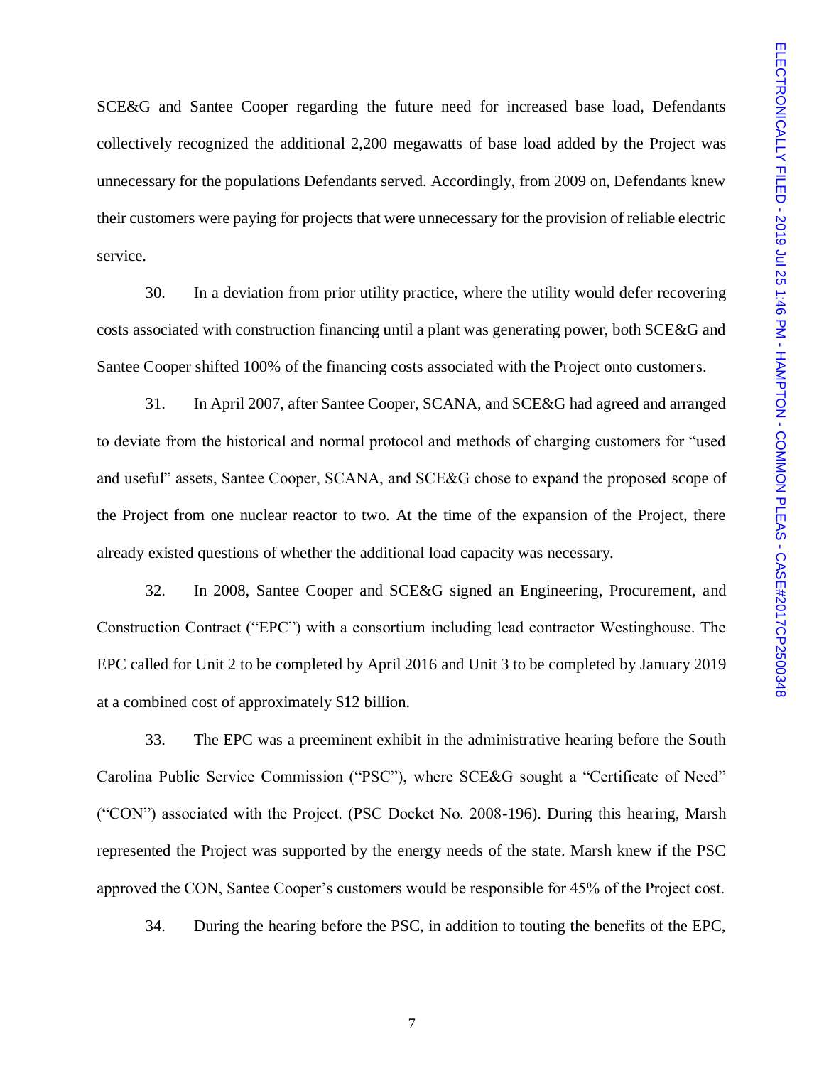SCE&G and Santee Cooper regarding the future need for increased base load, Defendants collectively recognized the additional 2,200 megawatts of base load added by the Project was unnecessary for the populations Defendants served. Accordingly, from 2009 on, Defendants knew their customers were paying for projects that were unnecessary for the provision of reliable electric service.

30. In a deviation from prior utility practice, where the utility would defer recovering costs associated with construction financing until a plant was generating power, both SCE&G and Santee Cooper shifted 100% of the financing costs associated with the Project onto customers.

31. In April 2007, after Santee Cooper, SCANA, and SCE&G had agreed and arranged to deviate from the historical and normal protocol and methods of charging customers for "used and useful" assets, Santee Cooper, SCANA, and SCE&G chose to expand the proposed scope of the Project from one nuclear reactor to two. At the time of the expansion of the Project, there already existed questions of whether the additional load capacity was necessary.

32. In 2008, Santee Cooper and SCE&G signed an Engineering, Procurement, and Construction Contract ("EPC") with a consortium including lead contractor Westinghouse. The EPC called for Unit 2 to be completed by April 2016 and Unit 3 to be completed by January 2019 at a combined cost of approximately $12 billion.

33. The EPC was a preeminent exhibit in the administrative hearing before the South Carolina Public Service Commission ("PSC"), where SCE&G sought a "Certificate of Need" ("CON") associated with the Project. (PSC Docket No. 2008-196). During this hearing, Marsh represented the Project was supported by the energy needs of the state. Marsh knew if the PSC approved the CON, Santee Cooper's customers would be responsible for 45% of the Project cost.

34. During the hearing before the PSC, in addition to touting the benefits of the EPC,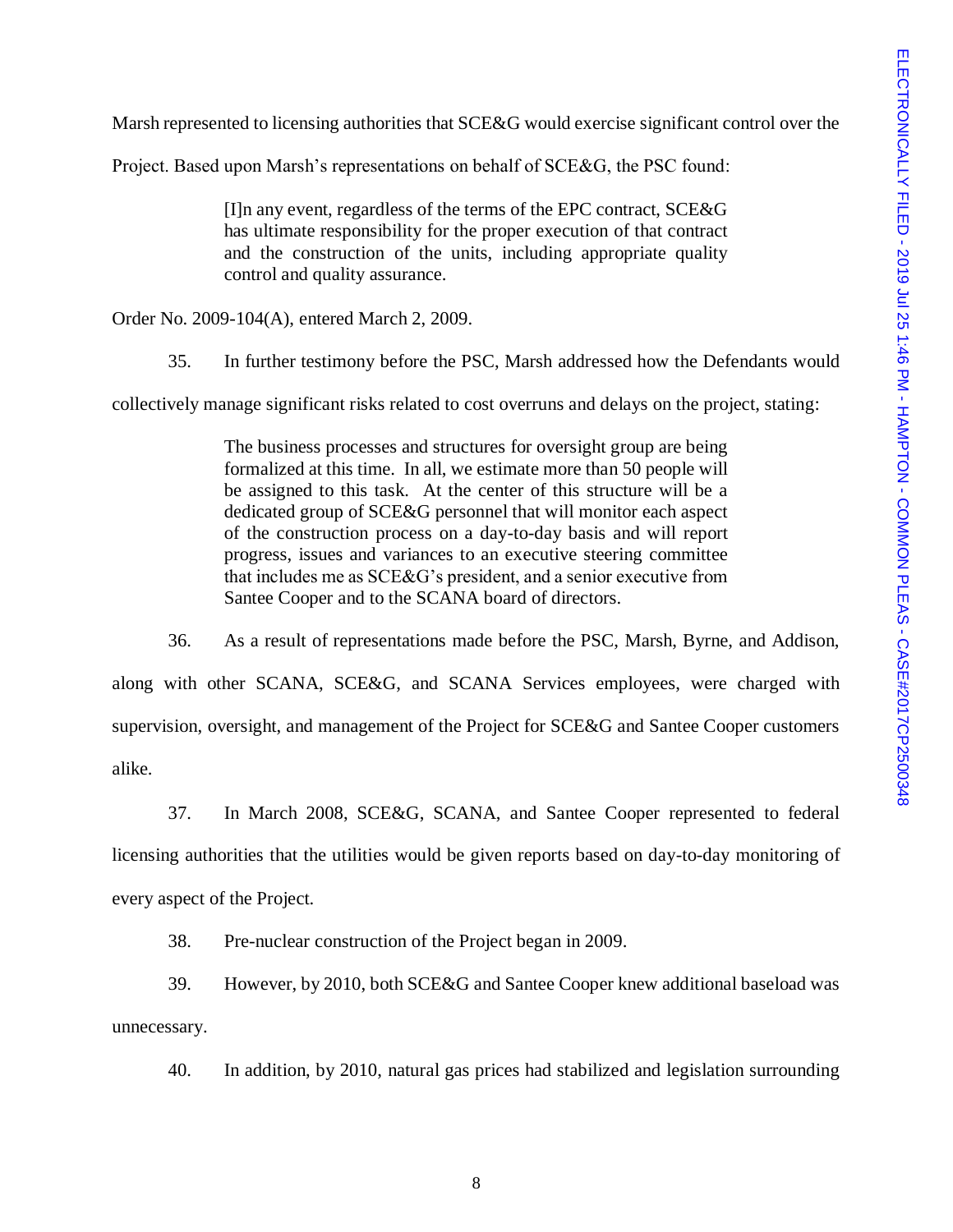Marsh represented to licensing authorities that SCE&G would exercise significant control over the Project. Based upon Marsh's representations on behalf of SCE&G, the PSC found:

> [I]n any event, regardless of the terms of the EPC contract, SCE&G has ultimate responsibility for the proper execution of that contract and the construction of the units, including appropriate quality control and quality assurance.

Order No. 2009-104(A), entered March 2, 2009.

35. In further testimony before the PSC, Marsh addressed how the Defendants would collectively manage significant risks related to cost overruns and delays on the project, stating:

> The business processes and structures for oversight group are being formalized at this time. In all, we estimate more than 50 people will be assigned to this task. At the center of this structure will be a dedicated group of SCE&G personnel that will monitor each aspect of the construction process on a day-to-day basis and will report progress, issues and variances to an executive steering committee that includes me as SCE&G's president, and a senior executive from Santee Cooper and to the SCANA board of directors.

36. As a result of representations made before the PSC, Marsh, Byrne, and Addison, along with other SCANA, SCE&G, and SCANA Services employees, were charged with supervision, oversight, and management of the Project for SCE&G and Santee Cooper customers alike.

37. In March 2008, SCE&G, SCANA, and Santee Cooper represented to federal licensing authorities that the utilities would be given reports based on day-to-day monitoring of every aspect of the Project.

38. Pre-nuclear construction of the Project began in 2009.

39. However, by 2010, both SCE&G and Santee Cooper knew additional baseload was unnecessary.

40. In addition, by 2010, natural gas prices had stabilized and legislation surrounding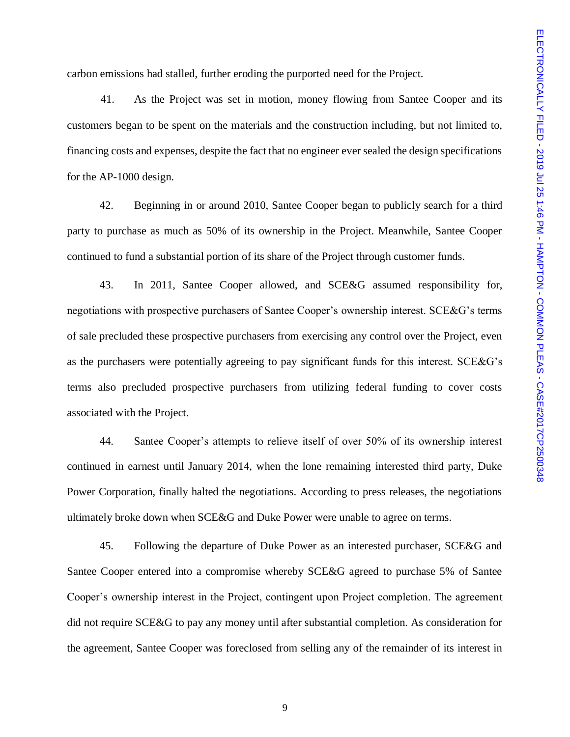carbon emissions had stalled, further eroding the purported need for the Project.

41. As the Project was set in motion, money flowing from Santee Cooper and its customers began to be spent on the materials and the construction including, but not limited to, financing costs and expenses, despite the fact that no engineer ever sealed the design specifications for the AP-1000 design.

42. Beginning in or around 2010, Santee Cooper began to publicly search for a third party to purchase as much as 50% of its ownership in the Project. Meanwhile, Santee Cooper continued to fund a substantial portion of its share of the Project through customer funds.

43. In 2011, Santee Cooper allowed, and SCE&G assumed responsibility for, negotiations with prospective purchasers of Santee Cooper's ownership interest. SCE&G's terms of sale precluded these prospective purchasers from exercising any control over the Project, even as the purchasers were potentially agreeing to pay significant funds for this interest. SCE&G's terms also precluded prospective purchasers from utilizing federal funding to cover costs associated with the Project.

44. Santee Cooper's attempts to relieve itself of over 50% of its ownership interest continued in earnest until January 2014, when the lone remaining interested third party, Duke Power Corporation, finally halted the negotiations. According to press releases, the negotiations ultimately broke down when SCE&G and Duke Power were unable to agree on terms.

45. Following the departure of Duke Power as an interested purchaser, SCE&G and Santee Cooper entered into a compromise whereby SCE&G agreed to purchase 5% of Santee Cooper's ownership interest in the Project, contingent upon Project completion. The agreement did not require SCE&G to pay any money until after substantial completion. As consideration for the agreement, Santee Cooper was foreclosed from selling any of the remainder of its interest in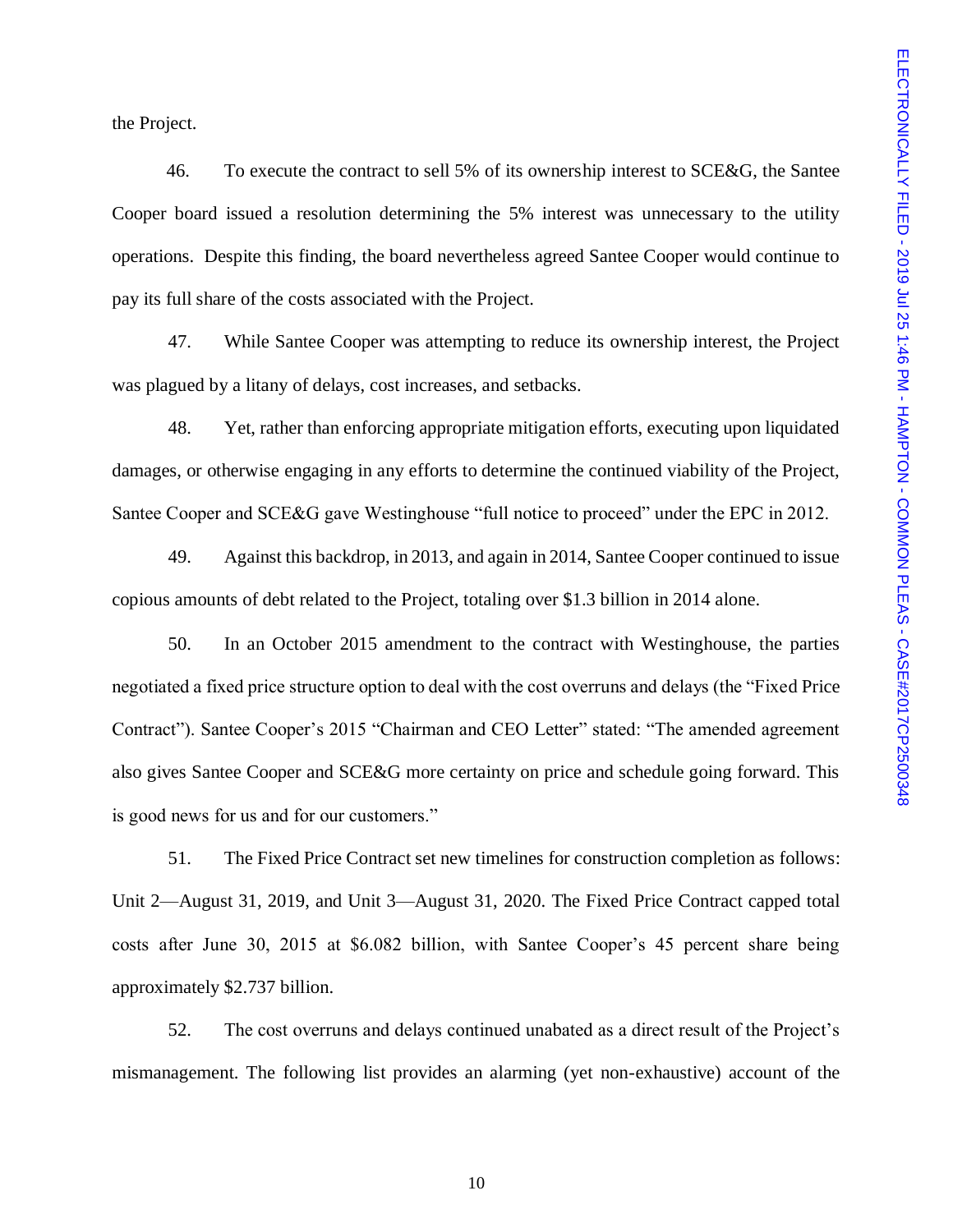the Project.

46. To execute the contract to sell 5% of its ownership interest to SCE&G, the Santee Cooper board issued a resolution determining the 5% interest was unnecessary to the utility operations. Despite this finding, the board nevertheless agreed Santee Cooper would continue to pay its full share of the costs associated with the Project.

47. While Santee Cooper was attempting to reduce its ownership interest, the Project was plagued by a litany of delays, cost increases, and setbacks.

48. Yet, rather than enforcing appropriate mitigation efforts, executing upon liquidated damages, or otherwise engaging in any efforts to determine the continued viability of the Project, Santee Cooper and SCE&G gave Westinghouse "full notice to proceed" under the EPC in 2012.

49. Against this backdrop, in 2013, and again in 2014, Santee Cooper continued to issue copious amounts of debt related to the Project, totaling over $1.3 billion in 2014 alone.

50. In an October 2015 amendment to the contract with Westinghouse, the parties negotiated a fixed price structure option to deal with the cost overruns and delays (the "Fixed Price Contract"). Santee Cooper's 2015 "Chairman and CEO Letter" stated: "The amended agreement also gives Santee Cooper and SCE&G more certainty on price and schedule going forward. This is good news for us and for our customers."

51. The Fixed Price Contract set new timelines for construction completion as follows: Unit 2—August 31, 2019, and Unit 3—August 31, 2020. The Fixed Price Contract capped total costs after June 30, 2015 at $6.082 billion, with Santee Cooper's 45 percent share being approximately $2.737 billion.

52. The cost overruns and delays continued unabated as a direct result of the Project's mismanagement. The following list provides an alarming (yet non-exhaustive) account of the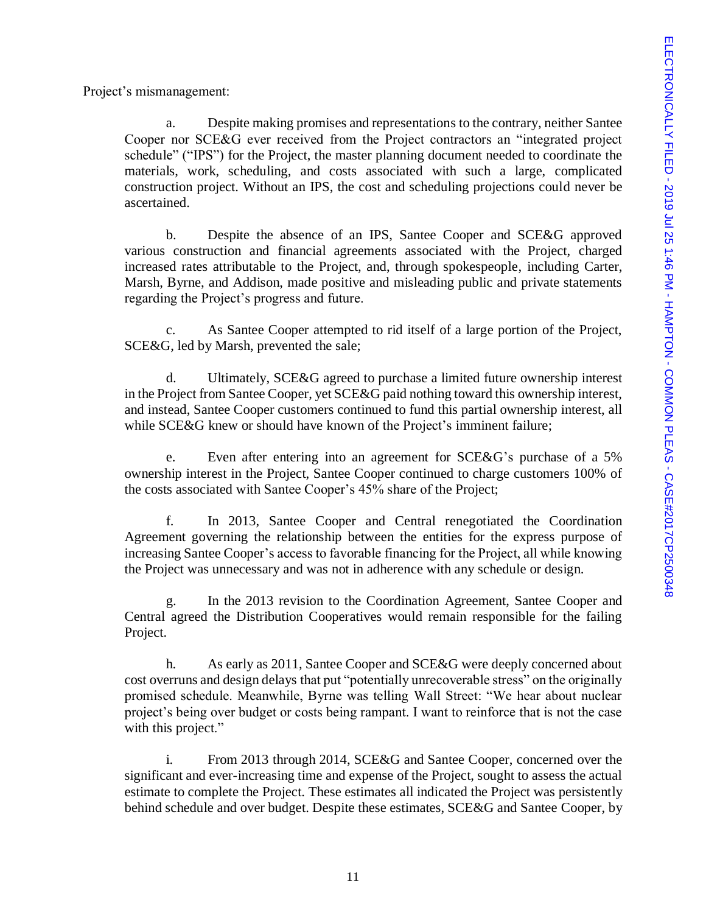Project's mismanagement:

a. Despite making promises and representations to the contrary, neither Santee Cooper nor SCE&G ever received from the Project contractors an "integrated project schedule" ("IPS") for the Project, the master planning document needed to coordinate the materials, work, scheduling, and costs associated with such a large, complicated construction project. Without an IPS, the cost and scheduling projections could never be ascertained.

b. Despite the absence of an IPS, Santee Cooper and SCE&G approved various construction and financial agreements associated with the Project, charged increased rates attributable to the Project, and, through spokespeople, including Carter, Marsh, Byrne, and Addison, made positive and misleading public and private statements regarding the Project's progress and future.

c. As Santee Cooper attempted to rid itself of a large portion of the Project, SCE&G, led by Marsh, prevented the sale;

d. Ultimately, SCE&G agreed to purchase a limited future ownership interest in the Project from Santee Cooper, yet SCE&G paid nothing toward this ownership interest, and instead, Santee Cooper customers continued to fund this partial ownership interest, all while SCE&G knew or should have known of the Project's imminent failure;

e. Even after entering into an agreement for SCE&G's purchase of a 5% ownership interest in the Project, Santee Cooper continued to charge customers 100% of the costs associated with Santee Cooper's 45% share of the Project;

f. In 2013, Santee Cooper and Central renegotiated the Coordination Agreement governing the relationship between the entities for the express purpose of increasing Santee Cooper's access to favorable financing for the Project, all while knowing the Project was unnecessary and was not in adherence with any schedule or design.

g. In the 2013 revision to the Coordination Agreement, Santee Cooper and Central agreed the Distribution Cooperatives would remain responsible for the failing Project.

h. As early as 2011, Santee Cooper and SCE&G were deeply concerned about cost overruns and design delays that put "potentially unrecoverable stress" on the originally promised schedule. Meanwhile, Byrne was telling Wall Street: "We hear about nuclear project's being over budget or costs being rampant. I want to reinforce that is not the case with this project."

i. From 2013 through 2014, SCE&G and Santee Cooper, concerned over the significant and ever-increasing time and expense of the Project, sought to assess the actual estimate to complete the Project. These estimates all indicated the Project was persistently behind schedule and over budget. Despite these estimates, SCE&G and Santee Cooper, by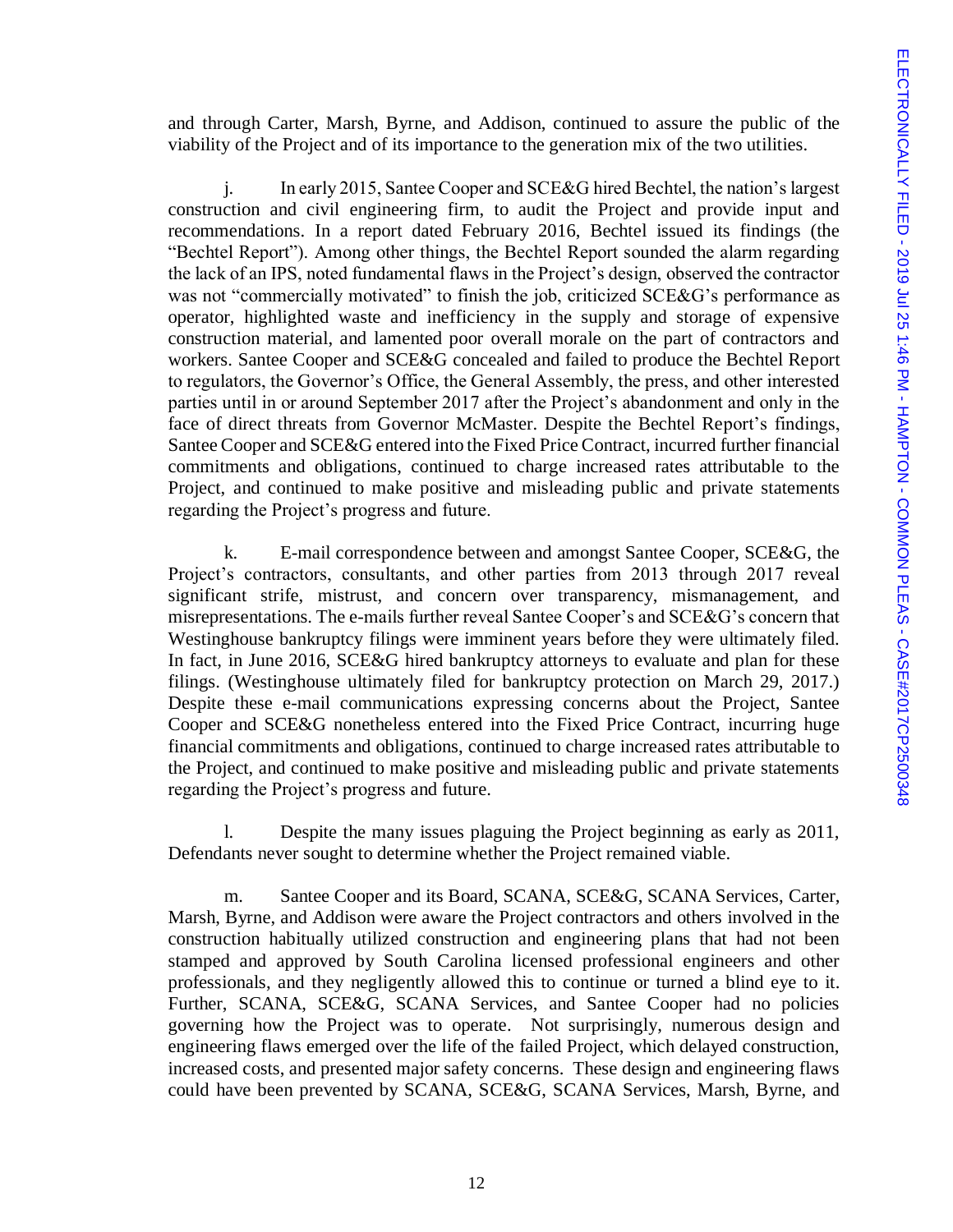and through Carter, Marsh, Byrne, and Addison, continued to assure the public of the viability of the Project and of its importance to the generation mix of the two utilities.

j. In early 2015, Santee Cooper and SCE&G hired Bechtel, the nation's largest construction and civil engineering firm, to audit the Project and provide input and recommendations. In a report dated February 2016, Bechtel issued its findings (the "Bechtel Report"). Among other things, the Bechtel Report sounded the alarm regarding the lack of an IPS, noted fundamental flaws in the Project's design, observed the contractor was not "commercially motivated" to finish the job, criticized SCE&G's performance as operator, highlighted waste and inefficiency in the supply and storage of expensive construction material, and lamented poor overall morale on the part of contractors and workers. Santee Cooper and SCE&G concealed and failed to produce the Bechtel Report to regulators, the Governor's Office, the General Assembly, the press, and other interested parties until in or around September 2017 after the Project's abandonment and only in the face of direct threats from Governor McMaster. Despite the Bechtel Report's findings, Santee Cooper and SCE&G entered into the Fixed Price Contract, incurred further financial commitments and obligations, continued to charge increased rates attributable to the Project, and continued to make positive and misleading public and private statements regarding the Project's progress and future.

k. E-mail correspondence between and amongst Santee Cooper, SCE&G, the Project's contractors, consultants, and other parties from 2013 through 2017 reveal significant strife, mistrust, and concern over transparency, mismanagement, and misrepresentations. The e-mails further reveal Santee Cooper's and SCE&G's concern that Westinghouse bankruptcy filings were imminent years before they were ultimately filed. In fact, in June 2016, SCE&G hired bankruptcy attorneys to evaluate and plan for these filings. (Westinghouse ultimately filed for bankruptcy protection on March 29, 2017.) Despite these e-mail communications expressing concerns about the Project, Santee Cooper and SCE&G nonetheless entered into the Fixed Price Contract, incurring huge financial commitments and obligations, continued to charge increased rates attributable to the Project, and continued to make positive and misleading public and private statements regarding the Project's progress and future.

l. Despite the many issues plaguing the Project beginning as early as 2011, Defendants never sought to determine whether the Project remained viable.

m. Santee Cooper and its Board, SCANA, SCE&G, SCANA Services, Carter, Marsh, Byrne, and Addison were aware the Project contractors and others involved in the construction habitually utilized construction and engineering plans that had not been stamped and approved by South Carolina licensed professional engineers and other professionals, and they negligently allowed this to continue or turned a blind eye to it. Further, SCANA, SCE&G, SCANA Services, and Santee Cooper had no policies governing how the Project was to operate. Not surprisingly, numerous design and engineering flaws emerged over the life of the failed Project, which delayed construction, increased costs, and presented major safety concerns. These design and engineering flaws could have been prevented by SCANA, SCE&G, SCANA Services, Marsh, Byrne, and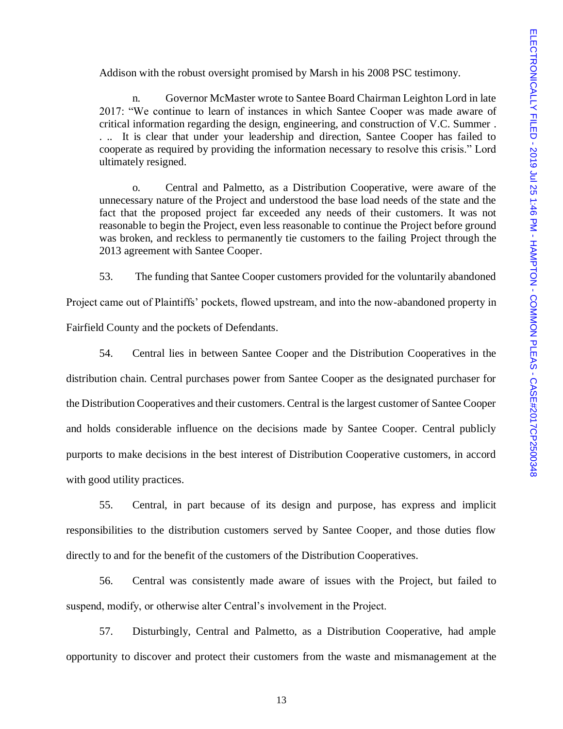Addison with the robust oversight promised by Marsh in his 2008 PSC testimony.

n. Governor McMaster wrote to Santee Board Chairman Leighton Lord in late 2017: "We continue to learn of instances in which Santee Cooper was made aware of critical information regarding the design, engineering, and construction of V.C. Summer . . .. It is clear that under your leadership and direction, Santee Cooper has failed to cooperate as required by providing the information necessary to resolve this crisis." Lord ultimately resigned.

o. Central and Palmetto, as a Distribution Cooperative, were aware of the unnecessary nature of the Project and understood the base load needs of the state and the fact that the proposed project far exceeded any needs of their customers. It was not reasonable to begin the Project, even less reasonable to continue the Project before ground was broken, and reckless to permanently tie customers to the failing Project through the 2013 agreement with Santee Cooper.

53. The funding that Santee Cooper customers provided for the voluntarily abandoned Project came out of Plaintiffs' pockets, flowed upstream, and into the now-abandoned property in Fairfield County and the pockets of Defendants.

54. Central lies in between Santee Cooper and the Distribution Cooperatives in the distribution chain. Central purchases power from Santee Cooper as the designated purchaser for the Distribution Cooperatives and their customers. Central is the largest customer of Santee Cooper and holds considerable influence on the decisions made by Santee Cooper. Central publicly purports to make decisions in the best interest of Distribution Cooperative customers, in accord with good utility practices.

55. Central, in part because of its design and purpose, has express and implicit responsibilities to the distribution customers served by Santee Cooper, and those duties flow directly to and for the benefit of the customers of the Distribution Cooperatives.

56. Central was consistently made aware of issues with the Project, but failed to suspend, modify, or otherwise alter Central's involvement in the Project.

57. Disturbingly, Central and Palmetto, as a Distribution Cooperative, had ample opportunity to discover and protect their customers from the waste and mismanagement at the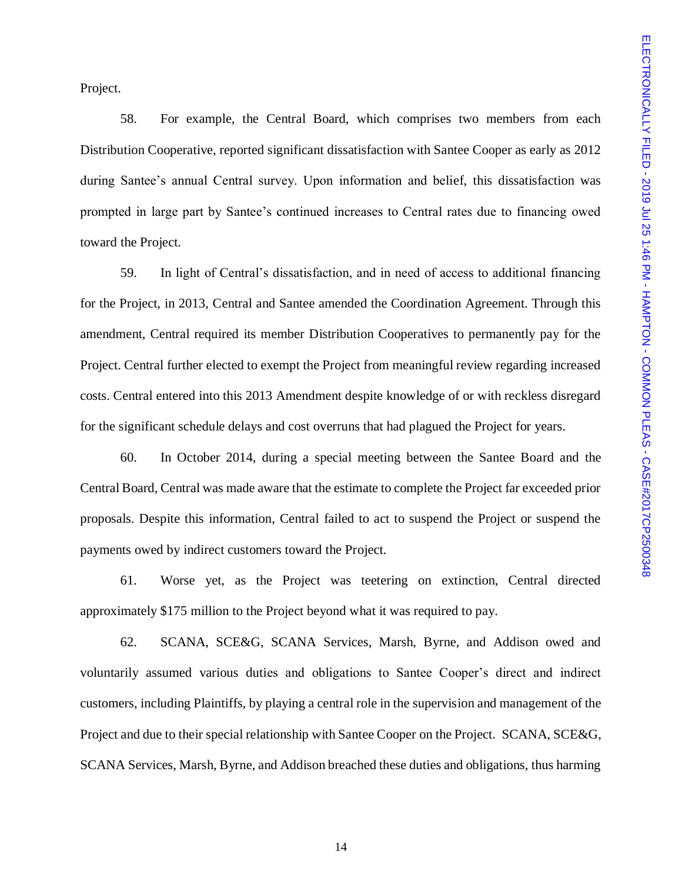Project.

58. For example, the Central Board, which comprises two members from each Distribution Cooperative, reported significant dissatisfaction with Santee Cooper as early as 2012 during Santee's annual Central survey. Upon information and belief, this dissatisfaction was prompted in large part by Santee's continued increases to Central rates due to financing owed toward the Project.

59. In light of Central's dissatisfaction, and in need of access to additional financing for the Project, in 2013, Central and Santee amended the Coordination Agreement. Through this amendment, Central required its member Distribution Cooperatives to permanently pay for the Project. Central further elected to exempt the Project from meaningful review regarding increased costs. Central entered into this 2013 Amendment despite knowledge of or with reckless disregard for the significant schedule delays and cost overruns that had plagued the Project for years.

60. In October 2014, during a special meeting between the Santee Board and the Central Board, Central was made aware that the estimate to complete the Project far exceeded prior proposals. Despite this information, Central failed to act to suspend the Project or suspend the payments owed by indirect customers toward the Project.

61. Worse yet, as the Project was teetering on extinction, Central directed approximately $175 million to the Project beyond what it was required to pay.

62. SCANA, SCE&G, SCANA Services, Marsh, Byrne, and Addison owed and voluntarily assumed various duties and obligations to Santee Cooper's direct and indirect customers, including Plaintiffs, by playing a central role in the supervision and management of the Project and due to their special relationship with Santee Cooper on the Project. SCANA, SCE&G, SCANA Services, Marsh, Byrne, and Addison breached these duties and obligations, thus harming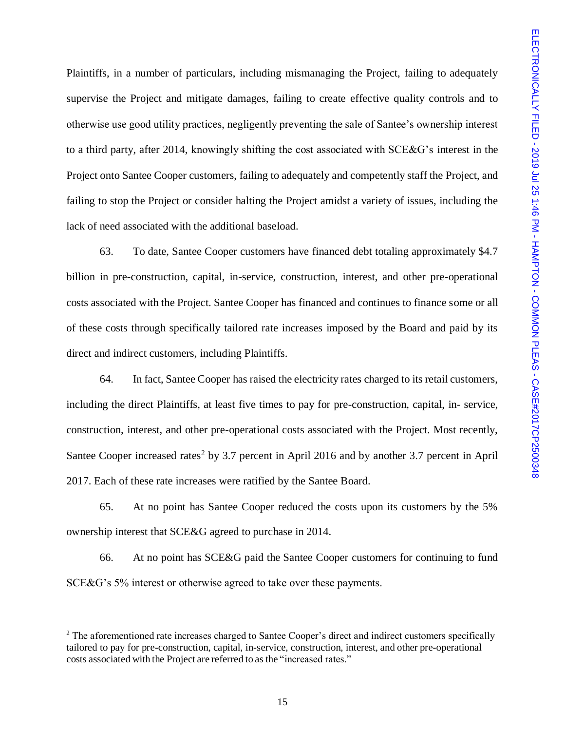Plaintiffs, in a number of particulars, including mismanaging the Project, failing to adequately supervise the Project and mitigate damages, failing to create effective quality controls and to otherwise use good utility practices, negligently preventing the sale of Santee's ownership interest to a third party, after 2014, knowingly shifting the cost associated with SCE&G's interest in the Project onto Santee Cooper customers, failing to adequately and competently staff the Project, and failing to stop the Project or consider halting the Project amidst a variety of issues, including the lack of need associated with the additional baseload.

63. To date, Santee Cooper customers have financed debt totaling approximately $4.7 billion in pre-construction, capital, in-service, construction, interest, and other pre-operational costs associated with the Project. Santee Cooper has financed and continues to finance some or all of these costs through specifically tailored rate increases imposed by the Board and paid by its direct and indirect customers, including Plaintiffs.

64. In fact, Santee Cooper has raised the electricity rates charged to its retail customers, including the direct Plaintiffs, at least five times to pay for pre-construction, capital, in- service, construction, interest, and other pre-operational costs associated with the Project. Most recently, Santee Cooper increased rates[2] by 3.7 percent in April 2016 and by another 3.7 percent in April 2017. Each of these rate increases were ratified by the Santee Board.

65. At no point has Santee Cooper reduced the costs upon its customers by the 5% ownership interest that SCE&G agreed to purchase in 2014.

66. At no point has SCE&G paid the Santee Cooper customers for continuing to fund SCE&G's 5% interest or otherwise agreed to take over these payments.

---

[2] The aforementioned rate increases charged to Santee Cooper's direct and indirect customers specifically tailored to pay for pre-construction, capital, in-service, construction, interest, and other pre-operational costs associated with the Project are referred to as the "increased rates."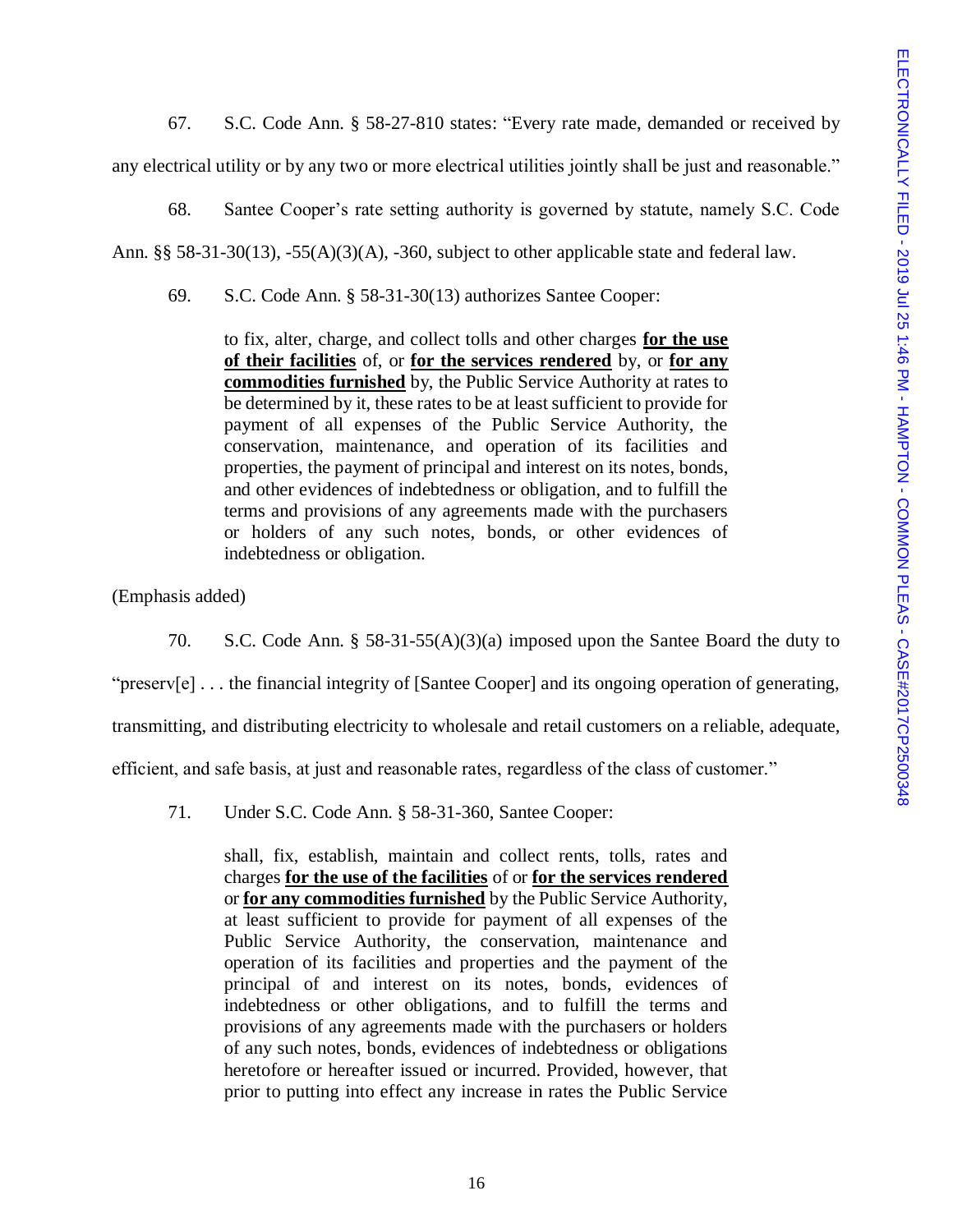67. S.C. Code Ann. § 58-27-810 states: "Every rate made, demanded or received by any electrical utility or by any two or more electrical utilities jointly shall be just and reasonable."

68. Santee Cooper's rate setting authority is governed by statute, namely S.C. Code Ann. §§ 58-31-30(13), -55(A)(3)(A), -360, subject to other applicable state and federal law.

69. S.C. Code Ann. § 58-31-30(13) authorizes Santee Cooper:

> to fix, alter, charge, and collect tolls and other charges **<u>for the use of their facilities</u>** of, or **<u>for the services rendered</u>** by, or **<u>for any commodities furnished</u>** by, the Public Service Authority at rates to be determined by it, these rates to be at least sufficient to provide for payment of all expenses of the Public Service Authority, the conservation, maintenance, and operation of its facilities and properties, the payment of principal and interest on its notes, bonds, and other evidences of indebtedness or obligation, and to fulfill the terms and provisions of any agreements made with the purchasers or holders of any such notes, bonds, or other evidences of indebtedness or obligation.

(Emphasis added)

70. S.C. Code Ann. § 58-31-55(A)(3)(a) imposed upon the Santee Board the duty to "preserv[e] . . . the financial integrity of [Santee Cooper] and its ongoing operation of generating, transmitting, and distributing electricity to wholesale and retail customers on a reliable, adequate, efficient, and safe basis, at just and reasonable rates, regardless of the class of customer."

71. Under S.C. Code Ann. § 58-31-360, Santee Cooper:

> shall, fix, establish, maintain and collect rents, tolls, rates and charges **<u>for the use of the facilities</u>** of or **<u>for the services rendered</u>** or **<u>for any commodities furnished</u>** by the Public Service Authority, at least sufficient to provide for payment of all expenses of the Public Service Authority, the conservation, maintenance and operation of its facilities and properties and the payment of the principal of and interest on its notes, bonds, evidences of indebtedness or other obligations, and to fulfill the terms and provisions of any agreements made with the purchasers or holders of any such notes, bonds, evidences of indebtedness or obligations heretofore or hereafter issued or incurred. Provided, however, that prior to putting into effect any increase in rates the Public Service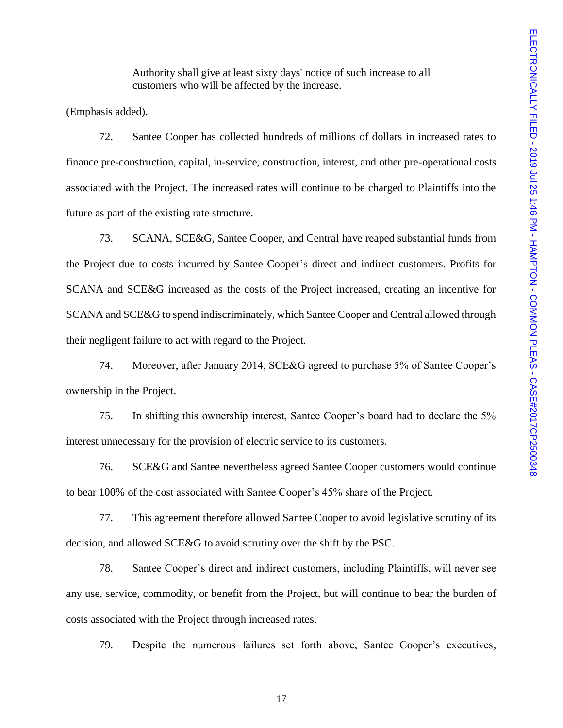> Authority shall give at least sixty days' notice of such increase to all customers who will be affected by the increase.

(Emphasis added).

72. Santee Cooper has collected hundreds of millions of dollars in increased rates to finance pre-construction, capital, in-service, construction, interest, and other pre-operational costs associated with the Project. The increased rates will continue to be charged to Plaintiffs into the future as part of the existing rate structure.

73. SCANA, SCE&G, Santee Cooper, and Central have reaped substantial funds from the Project due to costs incurred by Santee Cooper's direct and indirect customers. Profits for SCANA and SCE&G increased as the costs of the Project increased, creating an incentive for SCANA and SCE&G to spend indiscriminately, which Santee Cooper and Central allowed through their negligent failure to act with regard to the Project.

74. Moreover, after January 2014, SCE&G agreed to purchase 5% of Santee Cooper's ownership in the Project.

75. In shifting this ownership interest, Santee Cooper's board had to declare the 5% interest unnecessary for the provision of electric service to its customers.

76. SCE&G and Santee nevertheless agreed Santee Cooper customers would continue to bear 100% of the cost associated with Santee Cooper's 45% share of the Project.

77. This agreement therefore allowed Santee Cooper to avoid legislative scrutiny of its decision, and allowed SCE&G to avoid scrutiny over the shift by the PSC.

78. Santee Cooper's direct and indirect customers, including Plaintiffs, will never see any use, service, commodity, or benefit from the Project, but will continue to bear the burden of costs associated with the Project through increased rates.

79. Despite the numerous failures set forth above, Santee Cooper's executives,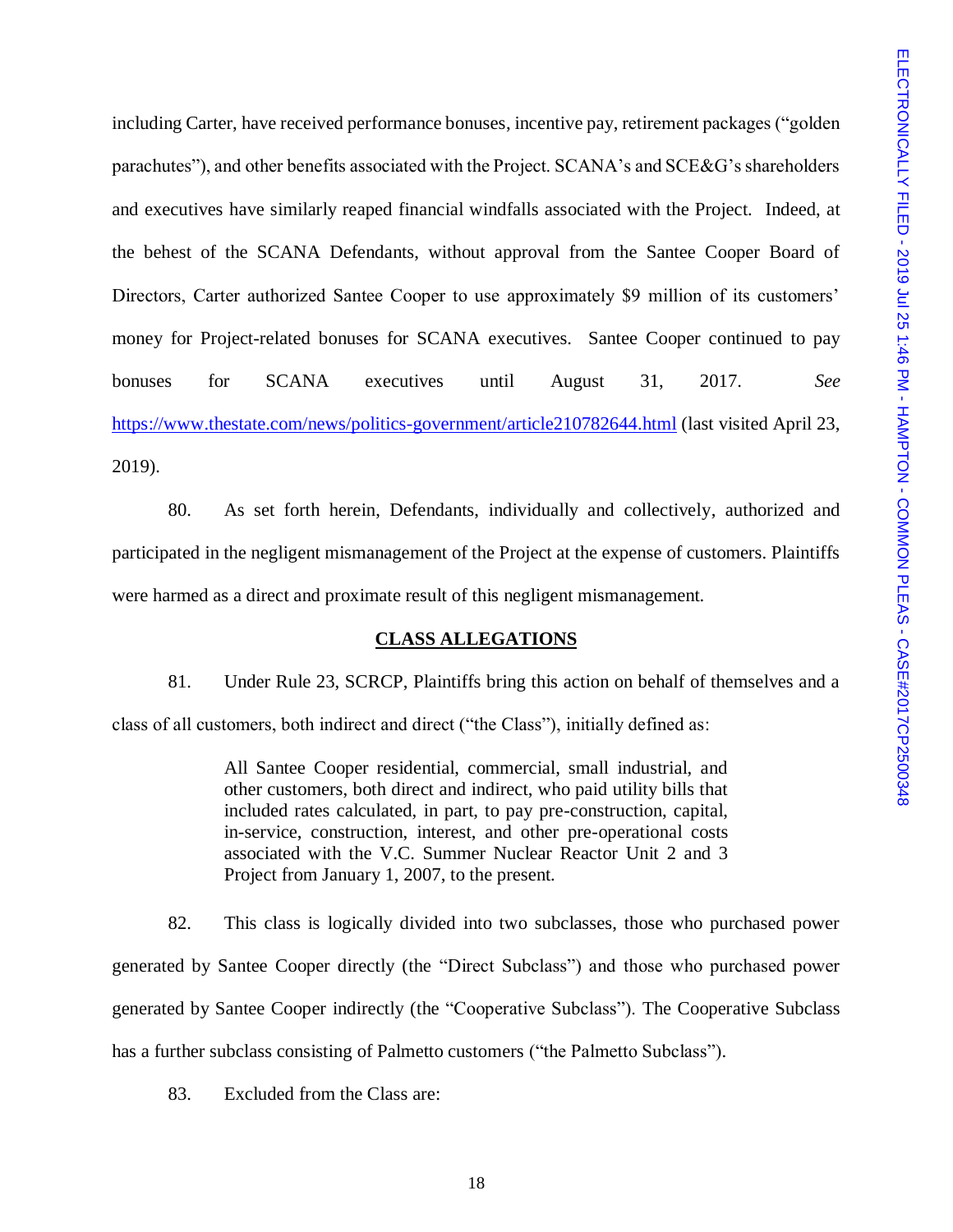including Carter, have received performance bonuses, incentive pay, retirement packages ("golden parachutes"), and other benefits associated with the Project. SCANA's and SCE&G's shareholders and executives have similarly reaped financial windfalls associated with the Project. Indeed, at the behest of the SCANA Defendants, without approval from the Santee Cooper Board of Directors, Carter authorized Santee Cooper to use approximately $9 million of its customers' money for Project-related bonuses for SCANA executives. Santee Cooper continued to pay bonuses for SCANA executives until August 31, 2017. *See* https://www.thestate.com/news/politics-government/article210782644.html (last visited April 23, 2019).

80. As set forth herein, Defendants, individually and collectively, authorized and participated in the negligent mismanagement of the Project at the expense of customers. Plaintiffs were harmed as a direct and proximate result of this negligent mismanagement.

## **CLASS ALLEGATIONS**

81. Under Rule 23, SCRCP, Plaintiffs bring this action on behalf of themselves and a class of all customers, both indirect and direct ("the Class"), initially defined as:

> All Santee Cooper residential, commercial, small industrial, and other customers, both direct and indirect, who paid utility bills that included rates calculated, in part, to pay pre-construction, capital, in-service, construction, interest, and other pre-operational costs associated with the V.C. Summer Nuclear Reactor Unit 2 and 3 Project from January 1, 2007, to the present.

82. This class is logically divided into two subclasses, those who purchased power generated by Santee Cooper directly (the "Direct Subclass") and those who purchased power generated by Santee Cooper indirectly (the "Cooperative Subclass"). The Cooperative Subclass has a further subclass consisting of Palmetto customers ("the Palmetto Subclass").

83. Excluded from the Class are: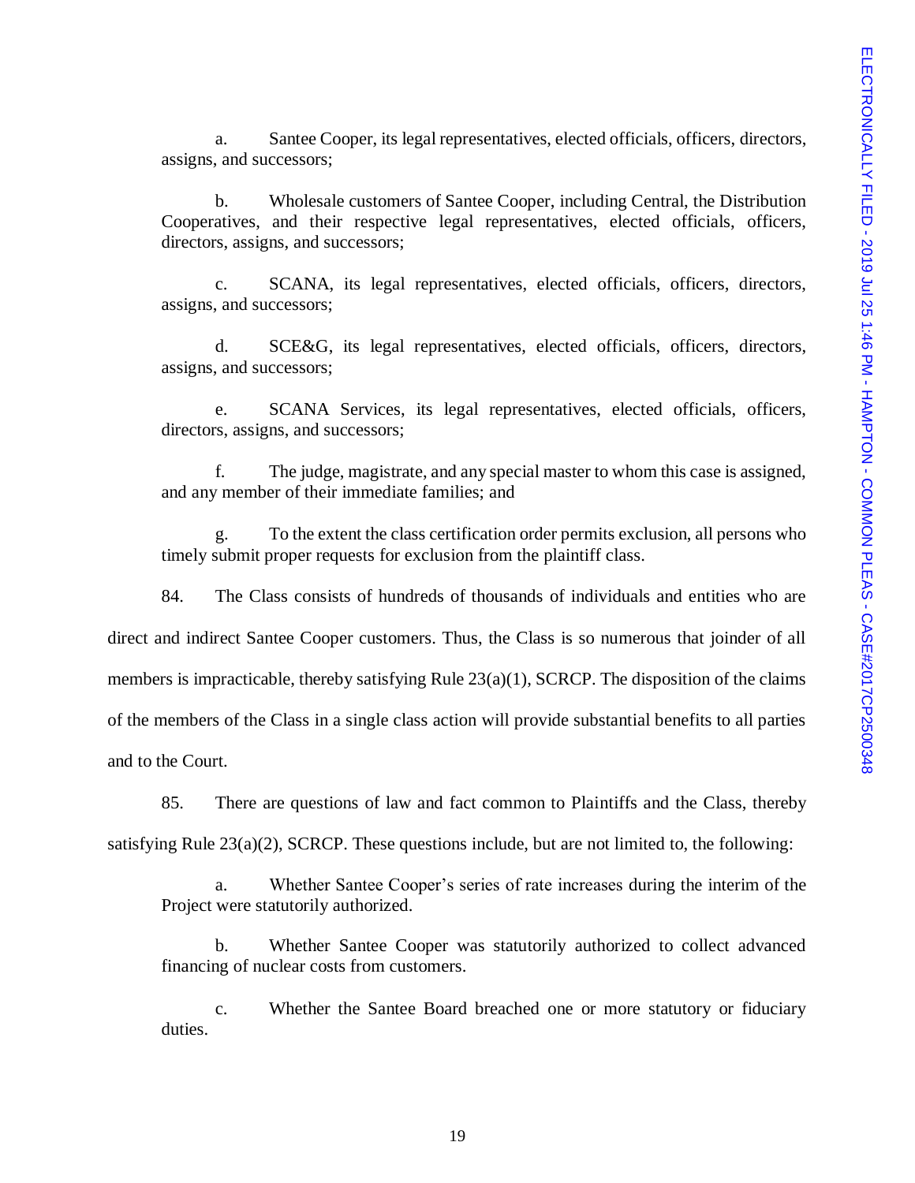a. Santee Cooper, its legal representatives, elected officials, officers, directors, assigns, and successors;

b. Wholesale customers of Santee Cooper, including Central, the Distribution Cooperatives, and their respective legal representatives, elected officials, officers, directors, assigns, and successors;

c. SCANA, its legal representatives, elected officials, officers, directors, assigns, and successors;

d. SCE&G, its legal representatives, elected officials, officers, directors, assigns, and successors;

e. SCANA Services, its legal representatives, elected officials, officers, directors, assigns, and successors;

f. The judge, magistrate, and any special master to whom this case is assigned, and any member of their immediate families; and

g. To the extent the class certification order permits exclusion, all persons who timely submit proper requests for exclusion from the plaintiff class.

84. The Class consists of hundreds of thousands of individuals and entities who are direct and indirect Santee Cooper customers. Thus, the Class is so numerous that joinder of all members is impracticable, thereby satisfying Rule 23(a)(1), SCRCP. The disposition of the claims of the members of the Class in a single class action will provide substantial benefits to all parties and to the Court.

85. There are questions of law and fact common to Plaintiffs and the Class, thereby satisfying Rule 23(a)(2), SCRCP. These questions include, but are not limited to, the following:

a. Whether Santee Cooper's series of rate increases during the interim of the Project were statutorily authorized.

b. Whether Santee Cooper was statutorily authorized to collect advanced financing of nuclear costs from customers.

c. Whether the Santee Board breached one or more statutory or fiduciary duties.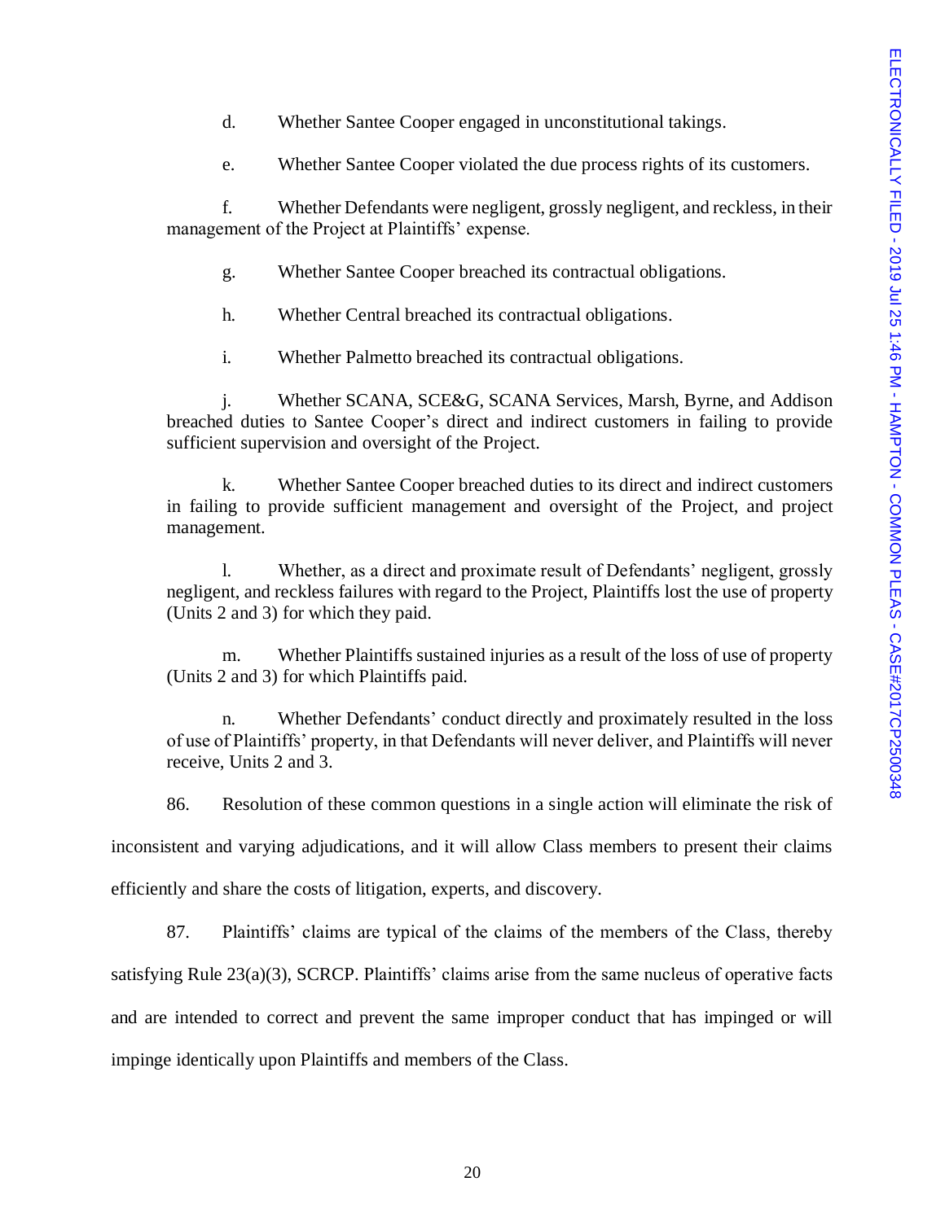d. Whether Santee Cooper engaged in unconstitutional takings.

e. Whether Santee Cooper violated the due process rights of its customers.

f. Whether Defendants were negligent, grossly negligent, and reckless, in their management of the Project at Plaintiffs' expense.

g. Whether Santee Cooper breached its contractual obligations.

h. Whether Central breached its contractual obligations.

i. Whether Palmetto breached its contractual obligations.

j. Whether SCANA, SCE&G, SCANA Services, Marsh, Byrne, and Addison breached duties to Santee Cooper's direct and indirect customers in failing to provide sufficient supervision and oversight of the Project.

k. Whether Santee Cooper breached duties to its direct and indirect customers in failing to provide sufficient management and oversight of the Project, and project management.

l. Whether, as a direct and proximate result of Defendants' negligent, grossly negligent, and reckless failures with regard to the Project, Plaintiffs lost the use of property (Units 2 and 3) for which they paid.

m. Whether Plaintiffs sustained injuries as a result of the loss of use of property (Units 2 and 3) for which Plaintiffs paid.

n. Whether Defendants' conduct directly and proximately resulted in the loss of use of Plaintiffs' property, in that Defendants will never deliver, and Plaintiffs will never receive, Units 2 and 3.

86. Resolution of these common questions in a single action will eliminate the risk of inconsistent and varying adjudications, and it will allow Class members to present their claims efficiently and share the costs of litigation, experts, and discovery.

87. Plaintiffs' claims are typical of the claims of the members of the Class, thereby satisfying Rule 23(a)(3), SCRCP. Plaintiffs' claims arise from the same nucleus of operative facts and are intended to correct and prevent the same improper conduct that has impinged or will impinge identically upon Plaintiffs and members of the Class.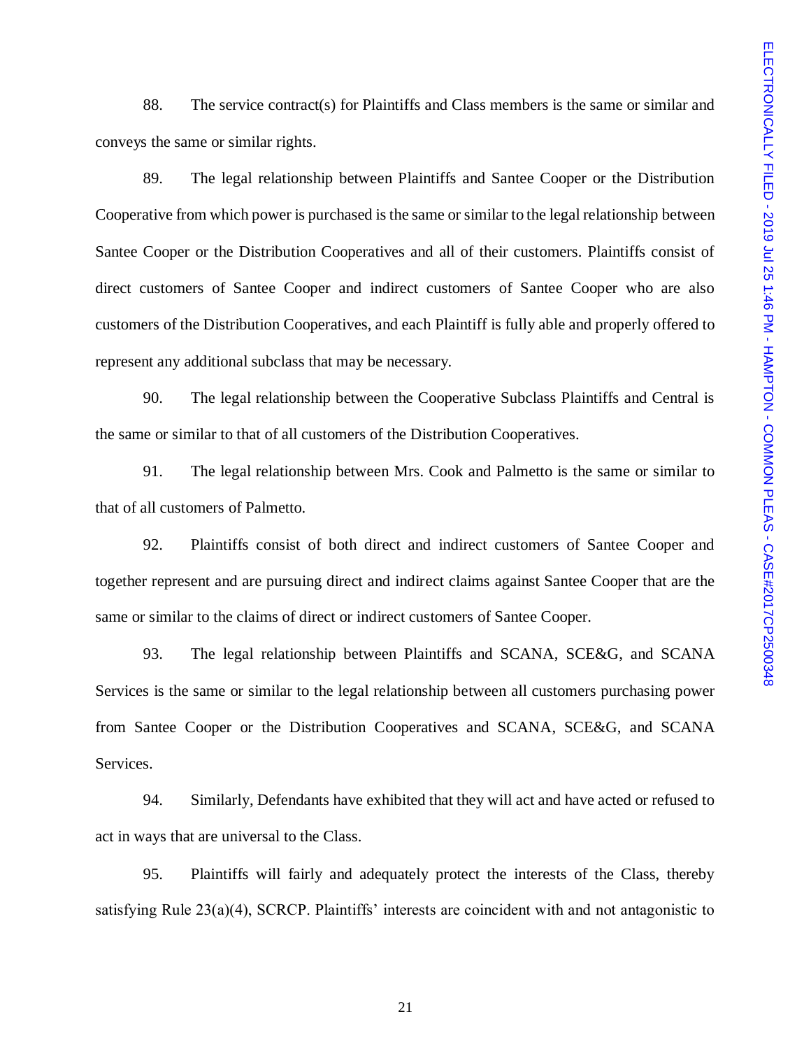88. The service contract(s) for Plaintiffs and Class members is the same or similar and conveys the same or similar rights.

89. The legal relationship between Plaintiffs and Santee Cooper or the Distribution Cooperative from which power is purchased is the same or similar to the legal relationship between Santee Cooper or the Distribution Cooperatives and all of their customers. Plaintiffs consist of direct customers of Santee Cooper and indirect customers of Santee Cooper who are also customers of the Distribution Cooperatives, and each Plaintiff is fully able and properly offered to represent any additional subclass that may be necessary.

90. The legal relationship between the Cooperative Subclass Plaintiffs and Central is the same or similar to that of all customers of the Distribution Cooperatives.

91. The legal relationship between Mrs. Cook and Palmetto is the same or similar to that of all customers of Palmetto.

92. Plaintiffs consist of both direct and indirect customers of Santee Cooper and together represent and are pursuing direct and indirect claims against Santee Cooper that are the same or similar to the claims of direct or indirect customers of Santee Cooper.

93. The legal relationship between Plaintiffs and SCANA, SCE&G, and SCANA Services is the same or similar to the legal relationship between all customers purchasing power from Santee Cooper or the Distribution Cooperatives and SCANA, SCE&G, and SCANA Services.

94. Similarly, Defendants have exhibited that they will act and have acted or refused to act in ways that are universal to the Class.

95. Plaintiffs will fairly and adequately protect the interests of the Class, thereby satisfying Rule 23(a)(4), SCRCP. Plaintiffs' interests are coincident with and not antagonistic to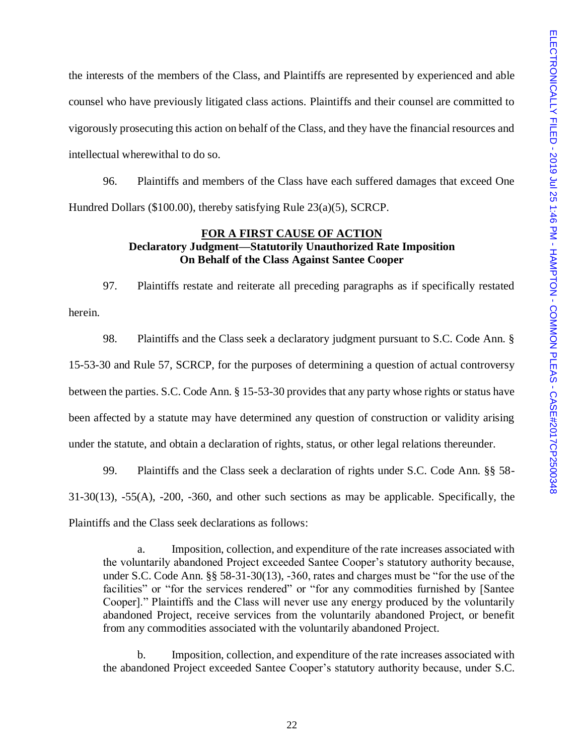the interests of the members of the Class, and Plaintiffs are represented by experienced and able counsel who have previously litigated class actions. Plaintiffs and their counsel are committed to vigorously prosecuting this action on behalf of the Class, and they have the financial resources and intellectual wherewithal to do so.

96. Plaintiffs and members of the Class have each suffered damages that exceed One Hundred Dollars ($100.00), thereby satisfying Rule 23(a)(5), SCRCP.

**FOR A FIRST CAUSE OF ACTION**
**Declaratory Judgment—Statutorily Unauthorized Rate Imposition**
**On Behalf of the Class Against Santee Cooper**

97. Plaintiffs restate and reiterate all preceding paragraphs as if specifically restated herein.

98. Plaintiffs and the Class seek a declaratory judgment pursuant to S.C. Code Ann. § 15-53-30 and Rule 57, SCRCP, for the purposes of determining a question of actual controversy between the parties. S.C. Code Ann. § 15-53-30 provides that any party whose rights or status have been affected by a statute may have determined any question of construction or validity arising under the statute, and obtain a declaration of rights, status, or other legal relations thereunder.

99. Plaintiffs and the Class seek a declaration of rights under S.C. Code Ann. §§ 58-31-30(13), -55(A), -200, -360, and other such sections as may be applicable. Specifically, the Plaintiffs and the Class seek declarations as follows:

a. Imposition, collection, and expenditure of the rate increases associated with the voluntarily abandoned Project exceeded Santee Cooper's statutory authority because, under S.C. Code Ann. §§ 58-31-30(13), -360, rates and charges must be "for the use of the facilities" or "for the services rendered" or "for any commodities furnished by [Santee Cooper]." Plaintiffs and the Class will never use any energy produced by the voluntarily abandoned Project, receive services from the voluntarily abandoned Project, or benefit from any commodities associated with the voluntarily abandoned Project.

b. Imposition, collection, and expenditure of the rate increases associated with the abandoned Project exceeded Santee Cooper's statutory authority because, under S.C.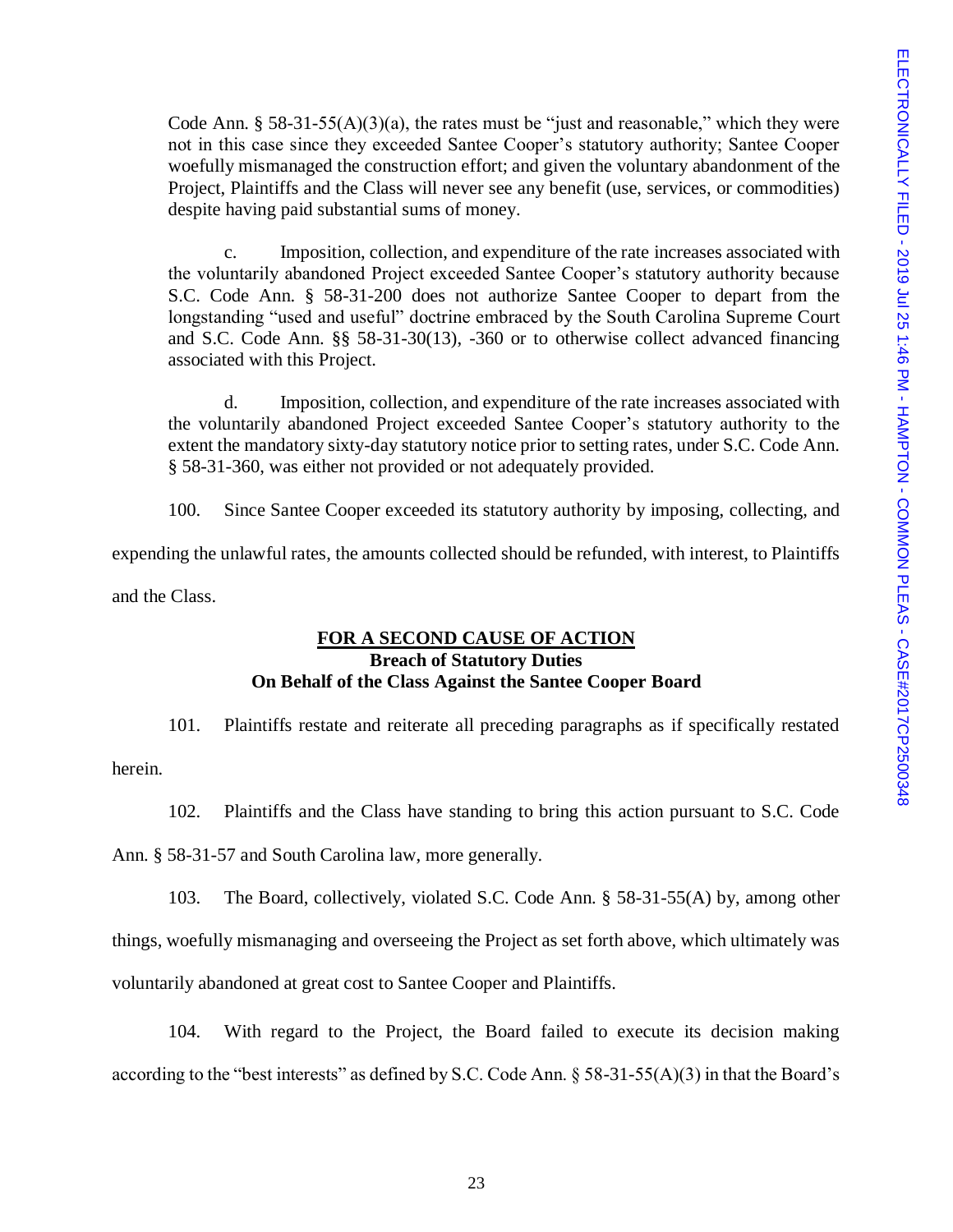Code Ann. § 58-31-55(A)(3)(a), the rates must be "just and reasonable," which they were not in this case since they exceeded Santee Cooper's statutory authority; Santee Cooper woefully mismanaged the construction effort; and given the voluntary abandonment of the Project, Plaintiffs and the Class will never see any benefit (use, services, or commodities) despite having paid substantial sums of money.

c. Imposition, collection, and expenditure of the rate increases associated with the voluntarily abandoned Project exceeded Santee Cooper's statutory authority because S.C. Code Ann. § 58-31-200 does not authorize Santee Cooper to depart from the longstanding "used and useful" doctrine embraced by the South Carolina Supreme Court and S.C. Code Ann. §§ 58-31-30(13), -360 or to otherwise collect advanced financing associated with this Project.

d. Imposition, collection, and expenditure of the rate increases associated with the voluntarily abandoned Project exceeded Santee Cooper's statutory authority to the extent the mandatory sixty-day statutory notice prior to setting rates, under S.C. Code Ann. § 58-31-360, was either not provided or not adequately provided.

100. Since Santee Cooper exceeded its statutory authority by imposing, collecting, and expending the unlawful rates, the amounts collected should be refunded, with interest, to Plaintiffs and the Class.

## FOR A SECOND CAUSE OF ACTION
### Breach of Statutory Duties
### On Behalf of the Class Against the Santee Cooper Board

101. Plaintiffs restate and reiterate all preceding paragraphs as if specifically restated herein.

102. Plaintiffs and the Class have standing to bring this action pursuant to S.C. Code Ann. § 58-31-57 and South Carolina law, more generally.

103. The Board, collectively, violated S.C. Code Ann. § 58-31-55(A) by, among other things, woefully mismanaging and overseeing the Project as set forth above, which ultimately was voluntarily abandoned at great cost to Santee Cooper and Plaintiffs.

104. With regard to the Project, the Board failed to execute its decision making according to the "best interests" as defined by S.C. Code Ann. § 58-31-55(A)(3) in that the Board's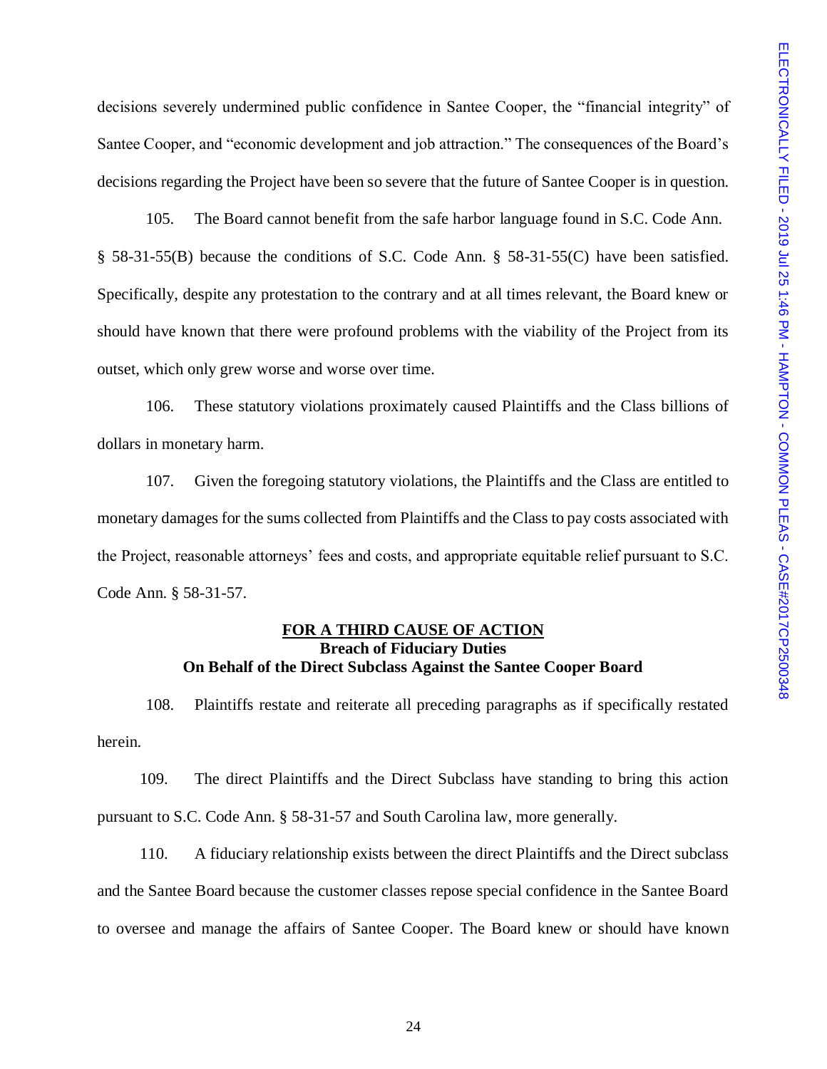decisions severely undermined public confidence in Santee Cooper, the "financial integrity" of Santee Cooper, and "economic development and job attraction." The consequences of the Board's decisions regarding the Project have been so severe that the future of Santee Cooper is in question.

105. The Board cannot benefit from the safe harbor language found in S.C. Code Ann. § 58-31-55(B) because the conditions of S.C. Code Ann. § 58-31-55(C) have been satisfied. Specifically, despite any protestation to the contrary and at all times relevant, the Board knew or should have known that there were profound problems with the viability of the Project from its outset, which only grew worse and worse over time.

106. These statutory violations proximately caused Plaintiffs and the Class billions of dollars in monetary harm.

107. Given the foregoing statutory violations, the Plaintiffs and the Class are entitled to monetary damages for the sums collected from Plaintiffs and the Class to pay costs associated with the Project, reasonable attorneys' fees and costs, and appropriate equitable relief pursuant to S.C. Code Ann. § 58-31-57.

**FOR A THIRD CAUSE OF ACTION**
**Breach of Fiduciary Duties**
**On Behalf of the Direct Subclass Against the Santee Cooper Board**

108. Plaintiffs restate and reiterate all preceding paragraphs as if specifically restated herein.

109. The direct Plaintiffs and the Direct Subclass have standing to bring this action pursuant to S.C. Code Ann. § 58-31-57 and South Carolina law, more generally.

110. A fiduciary relationship exists between the direct Plaintiffs and the Direct subclass and the Santee Board because the customer classes repose special confidence in the Santee Board to oversee and manage the affairs of Santee Cooper. The Board knew or should have known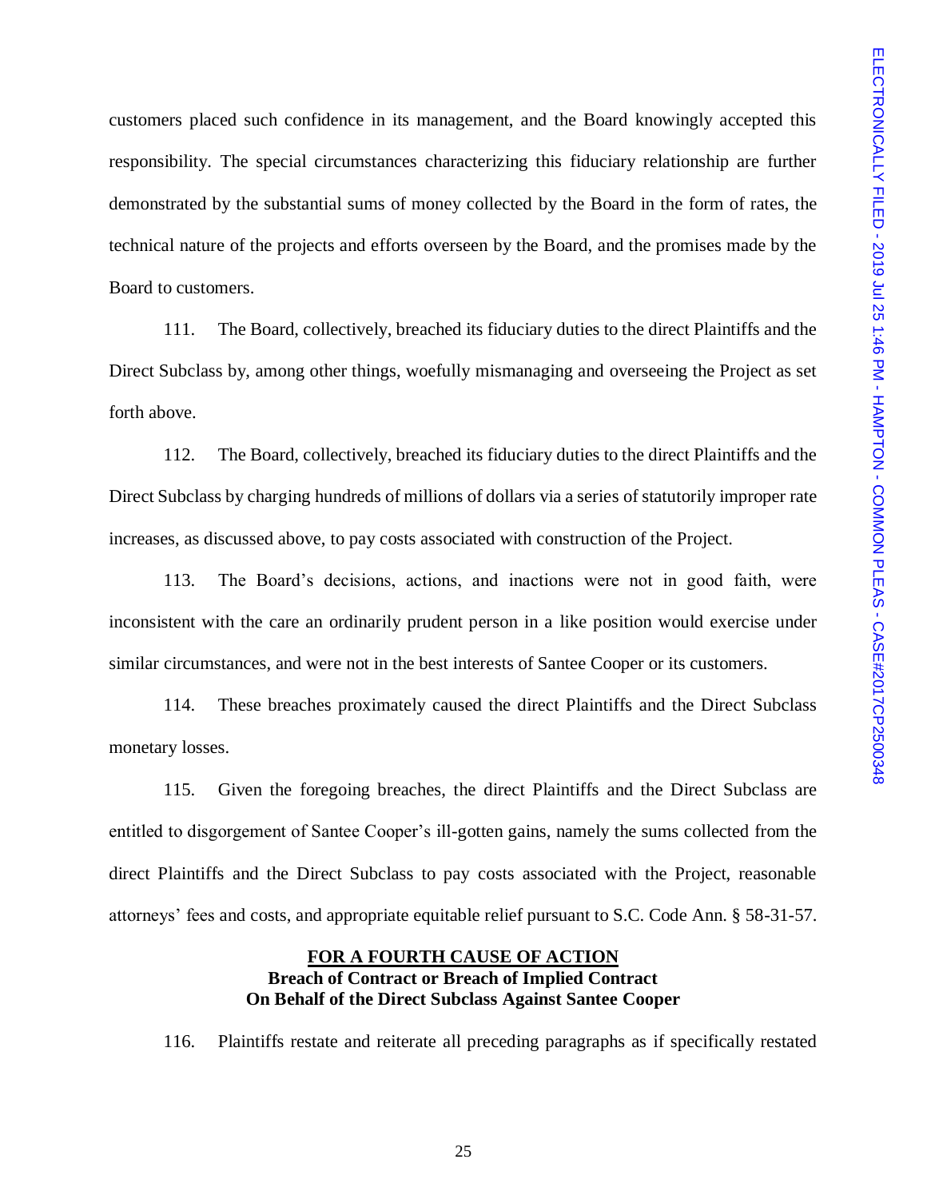customers placed such confidence in its management, and the Board knowingly accepted this responsibility. The special circumstances characterizing this fiduciary relationship are further demonstrated by the substantial sums of money collected by the Board in the form of rates, the technical nature of the projects and efforts overseen by the Board, and the promises made by the Board to customers.

111. The Board, collectively, breached its fiduciary duties to the direct Plaintiffs and the Direct Subclass by, among other things, woefully mismanaging and overseeing the Project as set forth above.

112. The Board, collectively, breached its fiduciary duties to the direct Plaintiffs and the Direct Subclass by charging hundreds of millions of dollars via a series of statutorily improper rate increases, as discussed above, to pay costs associated with construction of the Project.

113. The Board's decisions, actions, and inactions were not in good faith, were inconsistent with the care an ordinarily prudent person in a like position would exercise under similar circumstances, and were not in the best interests of Santee Cooper or its customers.

114. These breaches proximately caused the direct Plaintiffs and the Direct Subclass monetary losses.

115. Given the foregoing breaches, the direct Plaintiffs and the Direct Subclass are entitled to disgorgement of Santee Cooper's ill-gotten gains, namely the sums collected from the direct Plaintiffs and the Direct Subclass to pay costs associated with the Project, reasonable attorneys' fees and costs, and appropriate equitable relief pursuant to S.C. Code Ann. § 58-31-57.

**FOR A FOURTH CAUSE OF ACTION**
**Breach of Contract or Breach of Implied Contract**
**On Behalf of the Direct Subclass Against Santee Cooper**

116. Plaintiffs restate and reiterate all preceding paragraphs as if specifically restated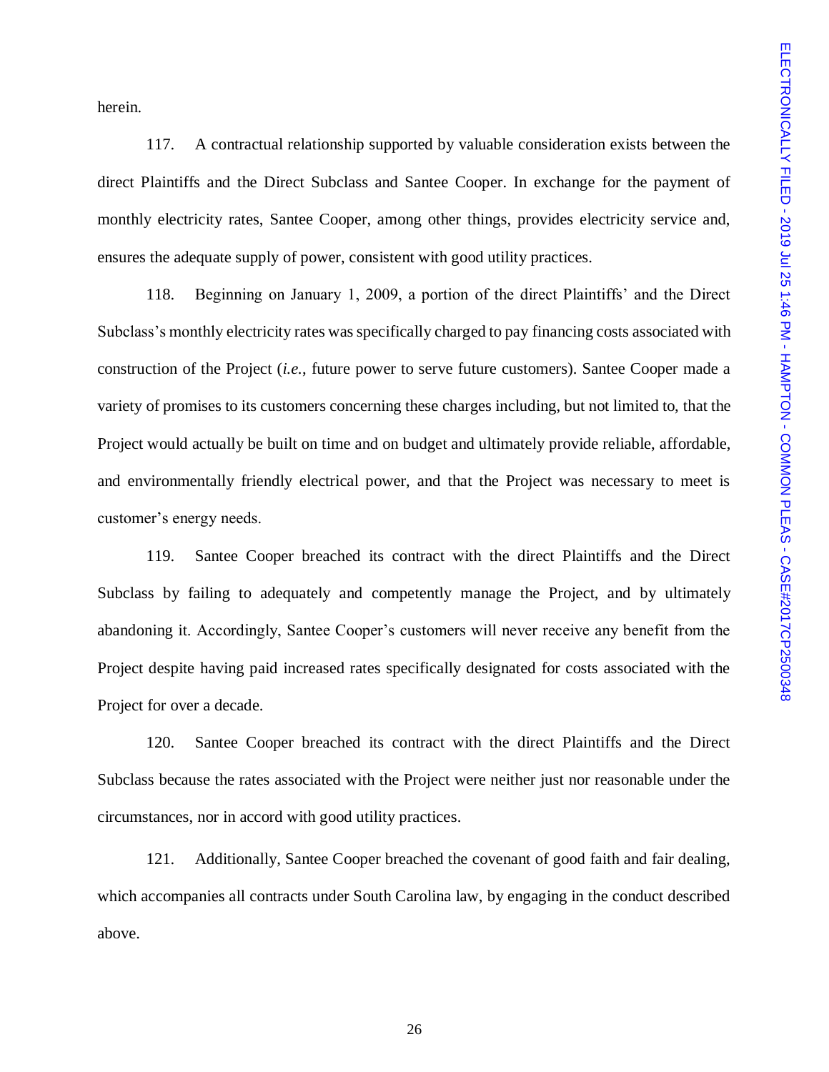herein.

117. A contractual relationship supported by valuable consideration exists between the direct Plaintiffs and the Direct Subclass and Santee Cooper. In exchange for the payment of monthly electricity rates, Santee Cooper, among other things, provides electricity service and, ensures the adequate supply of power, consistent with good utility practices.

118. Beginning on January 1, 2009, a portion of the direct Plaintiffs' and the Direct Subclass's monthly electricity rates was specifically charged to pay financing costs associated with construction of the Project (*i.e.*, future power to serve future customers). Santee Cooper made a variety of promises to its customers concerning these charges including, but not limited to, that the Project would actually be built on time and on budget and ultimately provide reliable, affordable, and environmentally friendly electrical power, and that the Project was necessary to meet is customer's energy needs.

119. Santee Cooper breached its contract with the direct Plaintiffs and the Direct Subclass by failing to adequately and competently manage the Project, and by ultimately abandoning it. Accordingly, Santee Cooper's customers will never receive any benefit from the Project despite having paid increased rates specifically designated for costs associated with the Project for over a decade.

120. Santee Cooper breached its contract with the direct Plaintiffs and the Direct Subclass because the rates associated with the Project were neither just nor reasonable under the circumstances, nor in accord with good utility practices.

121. Additionally, Santee Cooper breached the covenant of good faith and fair dealing, which accompanies all contracts under South Carolina law, by engaging in the conduct described above.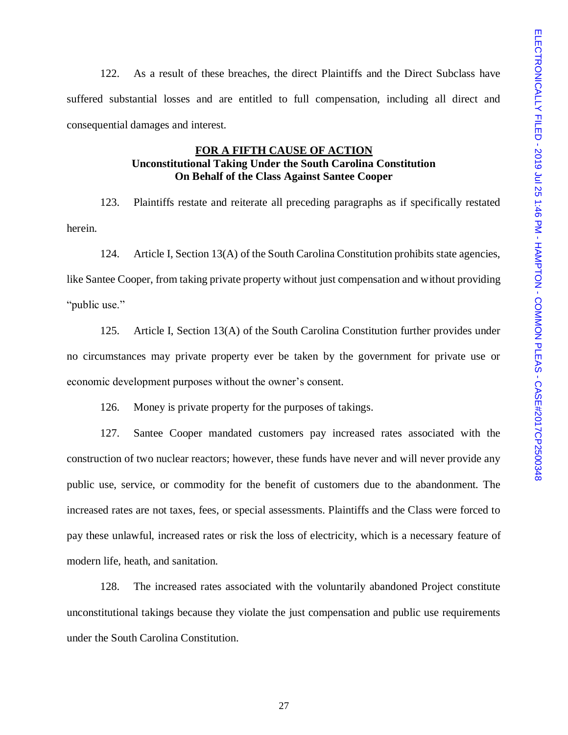122. As a result of these breaches, the direct Plaintiffs and the Direct Subclass have suffered substantial losses and are entitled to full compensation, including all direct and consequential damages and interest.

**FOR A FIFTH CAUSE OF ACTION**
**Unconstitutional Taking Under the South Carolina Constitution**
**On Behalf of the Class Against Santee Cooper**

123. Plaintiffs restate and reiterate all preceding paragraphs as if specifically restated herein.

124. Article I, Section 13(A) of the South Carolina Constitution prohibits state agencies, like Santee Cooper, from taking private property without just compensation and without providing "public use."

125. Article I, Section 13(A) of the South Carolina Constitution further provides under no circumstances may private property ever be taken by the government for private use or economic development purposes without the owner's consent.

126. Money is private property for the purposes of takings.

127. Santee Cooper mandated customers pay increased rates associated with the construction of two nuclear reactors; however, these funds have never and will never provide any public use, service, or commodity for the benefit of customers due to the abandonment. The increased rates are not taxes, fees, or special assessments. Plaintiffs and the Class were forced to pay these unlawful, increased rates or risk the loss of electricity, which is a necessary feature of modern life, heath, and sanitation.

128. The increased rates associated with the voluntarily abandoned Project constitute unconstitutional takings because they violate the just compensation and public use requirements under the South Carolina Constitution.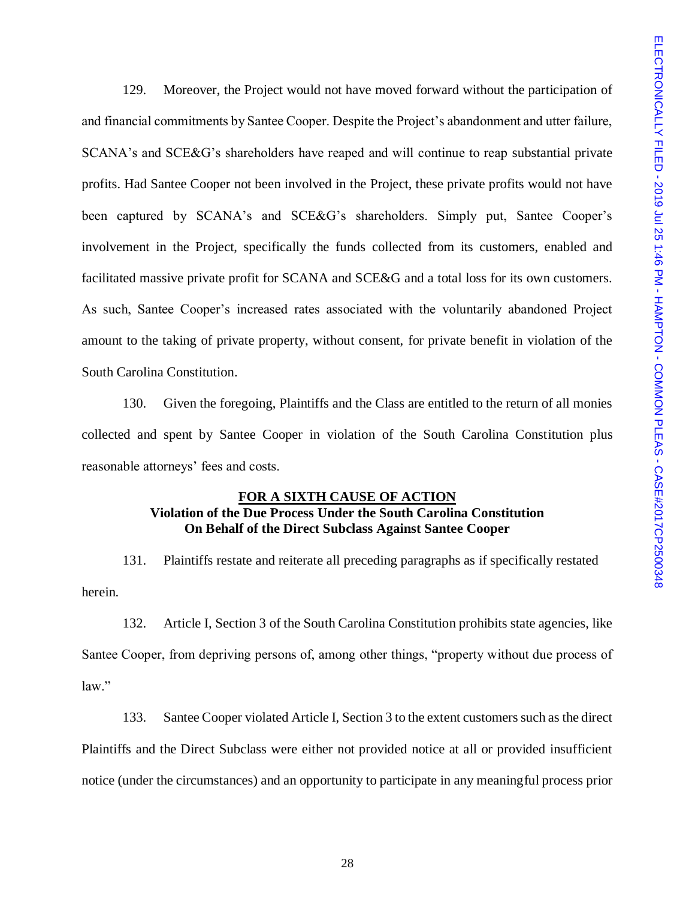129. Moreover, the Project would not have moved forward without the participation of and financial commitments by Santee Cooper. Despite the Project's abandonment and utter failure, SCANA's and SCE&G's shareholders have reaped and will continue to reap substantial private profits. Had Santee Cooper not been involved in the Project, these private profits would not have been captured by SCANA's and SCE&G's shareholders. Simply put, Santee Cooper's involvement in the Project, specifically the funds collected from its customers, enabled and facilitated massive private profit for SCANA and SCE&G and a total loss for its own customers. As such, Santee Cooper's increased rates associated with the voluntarily abandoned Project amount to the taking of private property, without consent, for private benefit in violation of the South Carolina Constitution.

130. Given the foregoing, Plaintiffs and the Class are entitled to the return of all monies collected and spent by Santee Cooper in violation of the South Carolina Constitution plus reasonable attorneys' fees and costs.

## FOR A SIXTH CAUSE OF ACTION
### Violation of the Due Process Under the South Carolina Constitution On Behalf of the Direct Subclass Against Santee Cooper

131. Plaintiffs restate and reiterate all preceding paragraphs as if specifically restated herein.

132. Article I, Section 3 of the South Carolina Constitution prohibits state agencies, like Santee Cooper, from depriving persons of, among other things, "property without due process of law."

133. Santee Cooper violated Article I, Section 3 to the extent customers such as the direct Plaintiffs and the Direct Subclass were either not provided notice at all or provided insufficient notice (under the circumstances) and an opportunity to participate in any meaningful process prior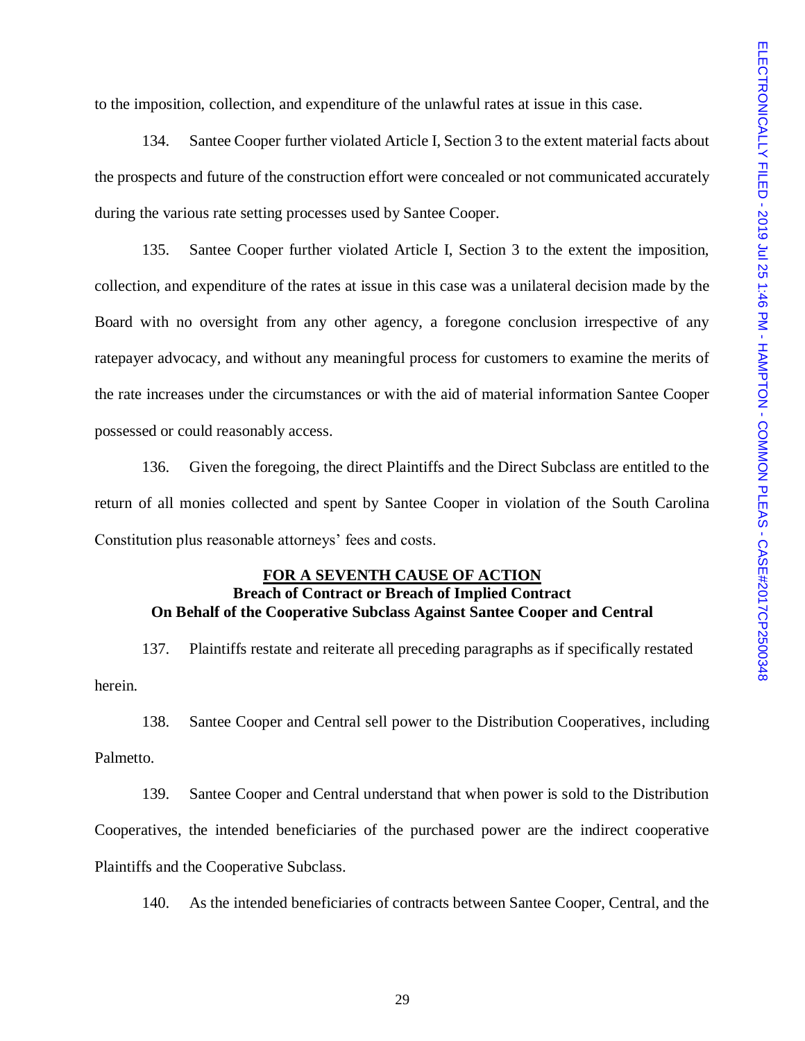to the imposition, collection, and expenditure of the unlawful rates at issue in this case.

134. Santee Cooper further violated Article I, Section 3 to the extent material facts about the prospects and future of the construction effort were concealed or not communicated accurately during the various rate setting processes used by Santee Cooper.

135. Santee Cooper further violated Article I, Section 3 to the extent the imposition, collection, and expenditure of the rates at issue in this case was a unilateral decision made by the Board with no oversight from any other agency, a foregone conclusion irrespective of any ratepayer advocacy, and without any meaningful process for customers to examine the merits of the rate increases under the circumstances or with the aid of material information Santee Cooper possessed or could reasonably access.

136. Given the foregoing, the direct Plaintiffs and the Direct Subclass are entitled to the return of all monies collected and spent by Santee Cooper in violation of the South Carolina Constitution plus reasonable attorneys' fees and costs.

## FOR A SEVENTH CAUSE OF ACTION
### Breach of Contract or Breach of Implied Contract
### On Behalf of the Cooperative Subclass Against Santee Cooper and Central

137. Plaintiffs restate and reiterate all preceding paragraphs as if specifically restated herein.

138. Santee Cooper and Central sell power to the Distribution Cooperatives, including Palmetto.

139. Santee Cooper and Central understand that when power is sold to the Distribution Cooperatives, the intended beneficiaries of the purchased power are the indirect cooperative Plaintiffs and the Cooperative Subclass.

140. As the intended beneficiaries of contracts between Santee Cooper, Central, and the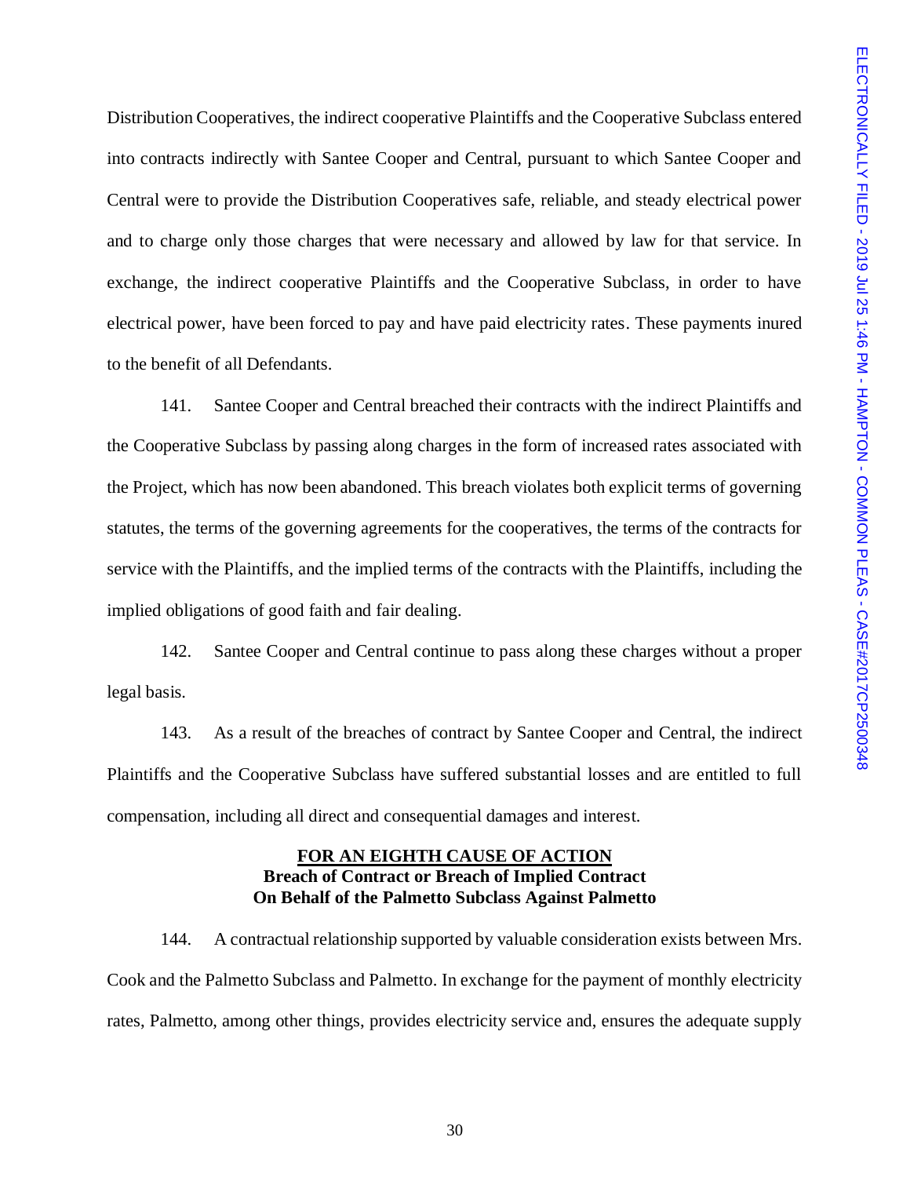Distribution Cooperatives, the indirect cooperative Plaintiffs and the Cooperative Subclass entered into contracts indirectly with Santee Cooper and Central, pursuant to which Santee Cooper and Central were to provide the Distribution Cooperatives safe, reliable, and steady electrical power and to charge only those charges that were necessary and allowed by law for that service. In exchange, the indirect cooperative Plaintiffs and the Cooperative Subclass, in order to have electrical power, have been forced to pay and have paid electricity rates. These payments inured to the benefit of all Defendants.

141. Santee Cooper and Central breached their contracts with the indirect Plaintiffs and the Cooperative Subclass by passing along charges in the form of increased rates associated with the Project, which has now been abandoned. This breach violates both explicit terms of governing statutes, the terms of the governing agreements for the cooperatives, the terms of the contracts for service with the Plaintiffs, and the implied terms of the contracts with the Plaintiffs, including the implied obligations of good faith and fair dealing.

142. Santee Cooper and Central continue to pass along these charges without a proper legal basis.

143. As a result of the breaches of contract by Santee Cooper and Central, the indirect Plaintiffs and the Cooperative Subclass have suffered substantial losses and are entitled to full compensation, including all direct and consequential damages and interest.

## FOR AN EIGHTH CAUSE OF ACTION
**Breach of Contract or Breach of Implied Contract**
**On Behalf of the Palmetto Subclass Against Palmetto**

144. A contractual relationship supported by valuable consideration exists between Mrs. Cook and the Palmetto Subclass and Palmetto. In exchange for the payment of monthly electricity rates, Palmetto, among other things, provides electricity service and, ensures the adequate supply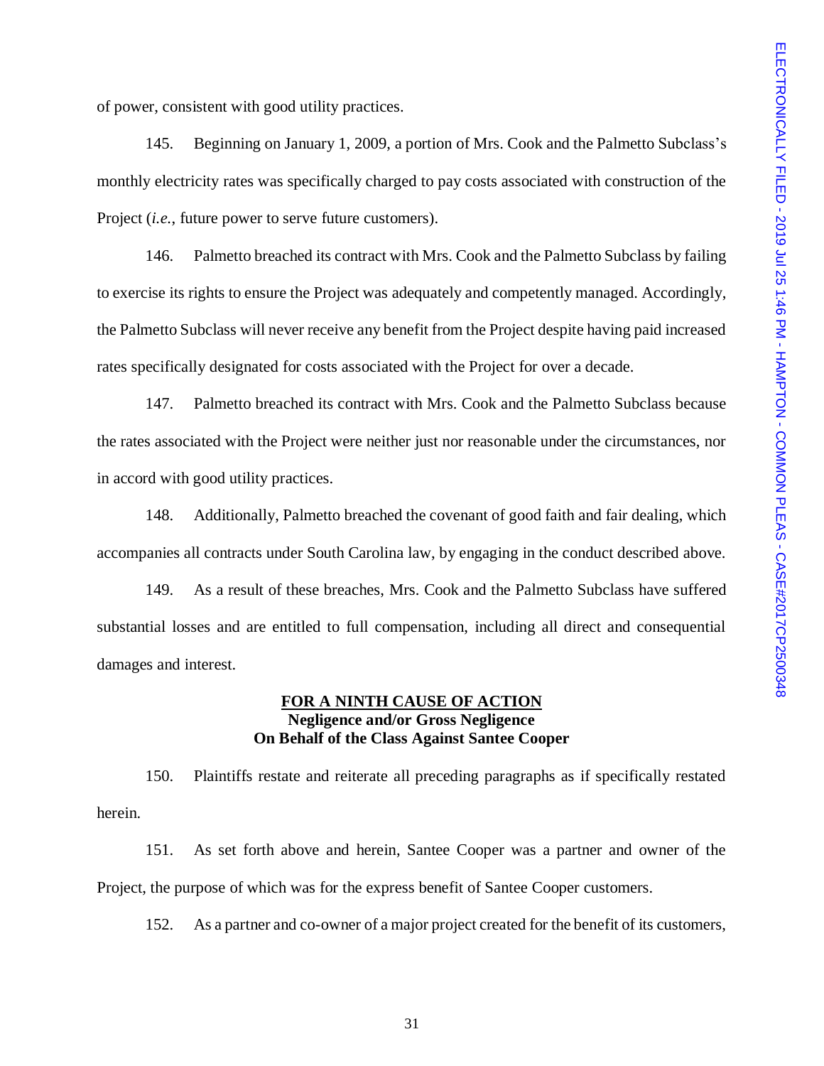of power, consistent with good utility practices.

145. Beginning on January 1, 2009, a portion of Mrs. Cook and the Palmetto Subclass's monthly electricity rates was specifically charged to pay costs associated with construction of the Project (*i.e.*, future power to serve future customers).

146. Palmetto breached its contract with Mrs. Cook and the Palmetto Subclass by failing to exercise its rights to ensure the Project was adequately and competently managed. Accordingly, the Palmetto Subclass will never receive any benefit from the Project despite having paid increased rates specifically designated for costs associated with the Project for over a decade.

147. Palmetto breached its contract with Mrs. Cook and the Palmetto Subclass because the rates associated with the Project were neither just nor reasonable under the circumstances, nor in accord with good utility practices.

148. Additionally, Palmetto breached the covenant of good faith and fair dealing, which accompanies all contracts under South Carolina law, by engaging in the conduct described above.

149. As a result of these breaches, Mrs. Cook and the Palmetto Subclass have suffered substantial losses and are entitled to full compensation, including all direct and consequential damages and interest.

**FOR A NINTH CAUSE OF ACTION**
**Negligence and/or Gross Negligence**
**On Behalf of the Class Against Santee Cooper**

150. Plaintiffs restate and reiterate all preceding paragraphs as if specifically restated herein.

151. As set forth above and herein, Santee Cooper was a partner and owner of the Project, the purpose of which was for the express benefit of Santee Cooper customers.

152. As a partner and co-owner of a major project created for the benefit of its customers,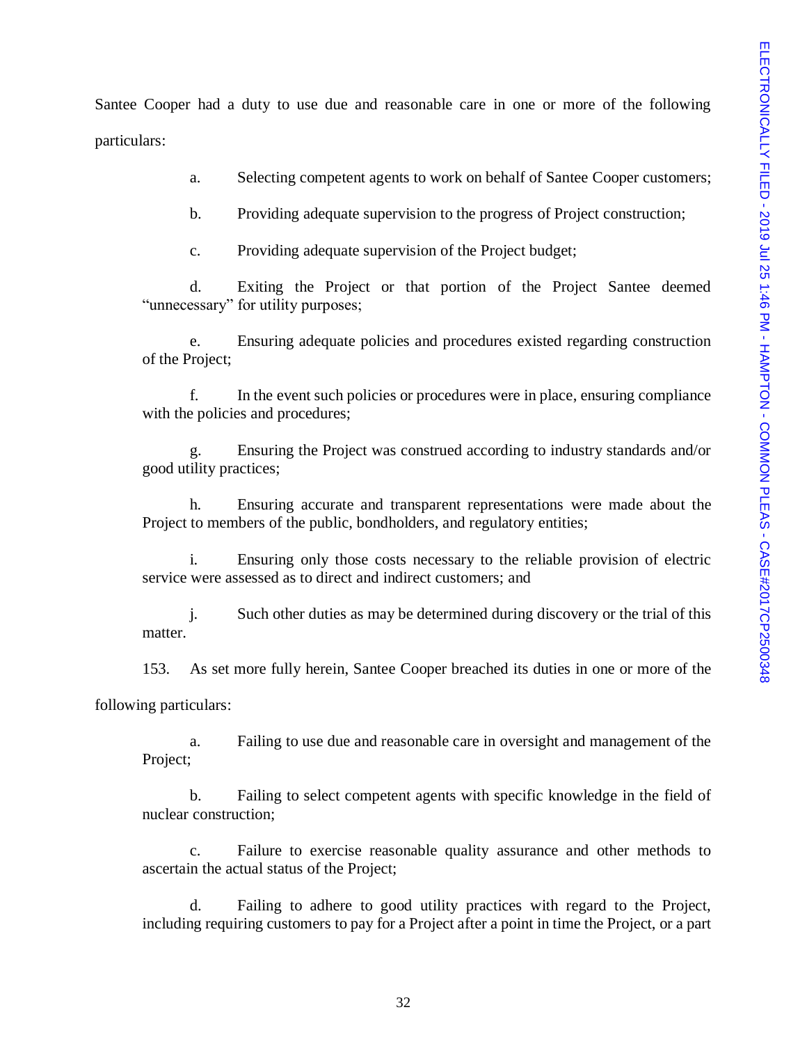Santee Cooper had a duty to use due and reasonable care in one or more of the following particulars:

a. Selecting competent agents to work on behalf of Santee Cooper customers;

b. Providing adequate supervision to the progress of Project construction;

c. Providing adequate supervision of the Project budget;

d. Exiting the Project or that portion of the Project Santee deemed "unnecessary" for utility purposes;

e. Ensuring adequate policies and procedures existed regarding construction of the Project;

f. In the event such policies or procedures were in place, ensuring compliance with the policies and procedures;

g. Ensuring the Project was construed according to industry standards and/or good utility practices;

h. Ensuring accurate and transparent representations were made about the Project to members of the public, bondholders, and regulatory entities;

i. Ensuring only those costs necessary to the reliable provision of electric service were assessed as to direct and indirect customers; and

j. Such other duties as may be determined during discovery or the trial of this matter.

153. As set more fully herein, Santee Cooper breached its duties in one or more of the following particulars:

a. Failing to use due and reasonable care in oversight and management of the Project;

b. Failing to select competent agents with specific knowledge in the field of nuclear construction;

c. Failure to exercise reasonable quality assurance and other methods to ascertain the actual status of the Project;

d. Failing to adhere to good utility practices with regard to the Project, including requiring customers to pay for a Project after a point in time the Project, or a part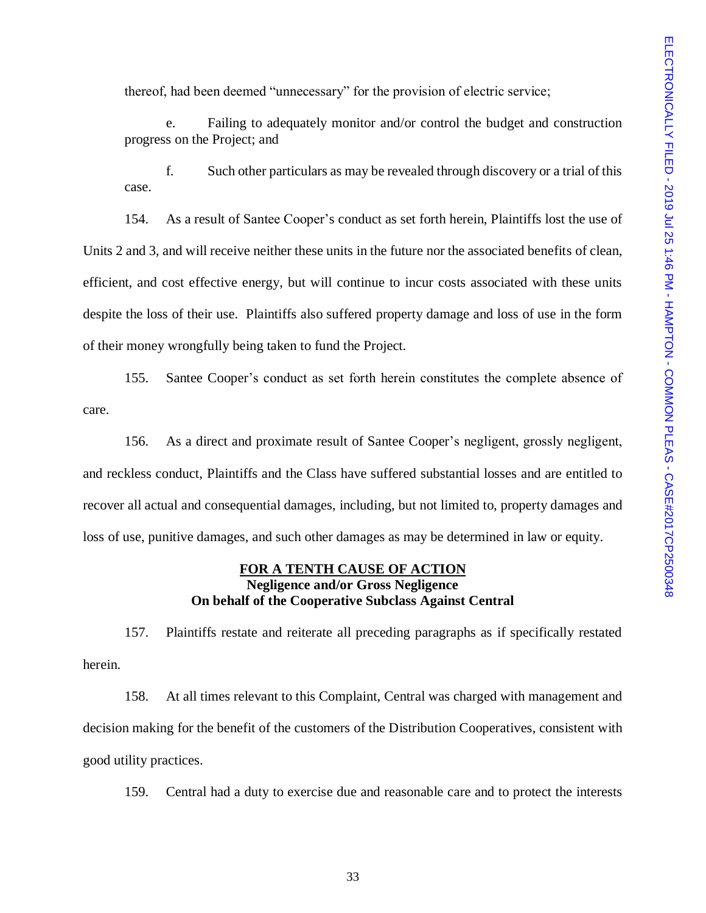thereof, had been deemed "unnecessary" for the provision of electric service;

e. Failing to adequately monitor and/or control the budget and construction progress on the Project; and

f. Such other particulars as may be revealed through discovery or a trial of this case.

154. As a result of Santee Cooper's conduct as set forth herein, Plaintiffs lost the use of Units 2 and 3, and will receive neither these units in the future nor the associated benefits of clean, efficient, and cost effective energy, but will continue to incur costs associated with these units despite the loss of their use. Plaintiffs also suffered property damage and loss of use in the form of their money wrongfully being taken to fund the Project.

155. Santee Cooper's conduct as set forth herein constitutes the complete absence of care.

156. As a direct and proximate result of Santee Cooper's negligent, grossly negligent, and reckless conduct, Plaintiffs and the Class have suffered substantial losses and are entitled to recover all actual and consequential damages, including, but not limited to, property damages and loss of use, punitive damages, and such other damages as may be determined in law or equity.

**FOR A TENTH CAUSE OF ACTION**
**Negligence and/or Gross Negligence**
**On behalf of the Cooperative Subclass Against Central**

157. Plaintiffs restate and reiterate all preceding paragraphs as if specifically restated herein.

158. At all times relevant to this Complaint, Central was charged with management and decision making for the benefit of the customers of the Distribution Cooperatives, consistent with good utility practices.

159. Central had a duty to exercise due and reasonable care and to protect the interests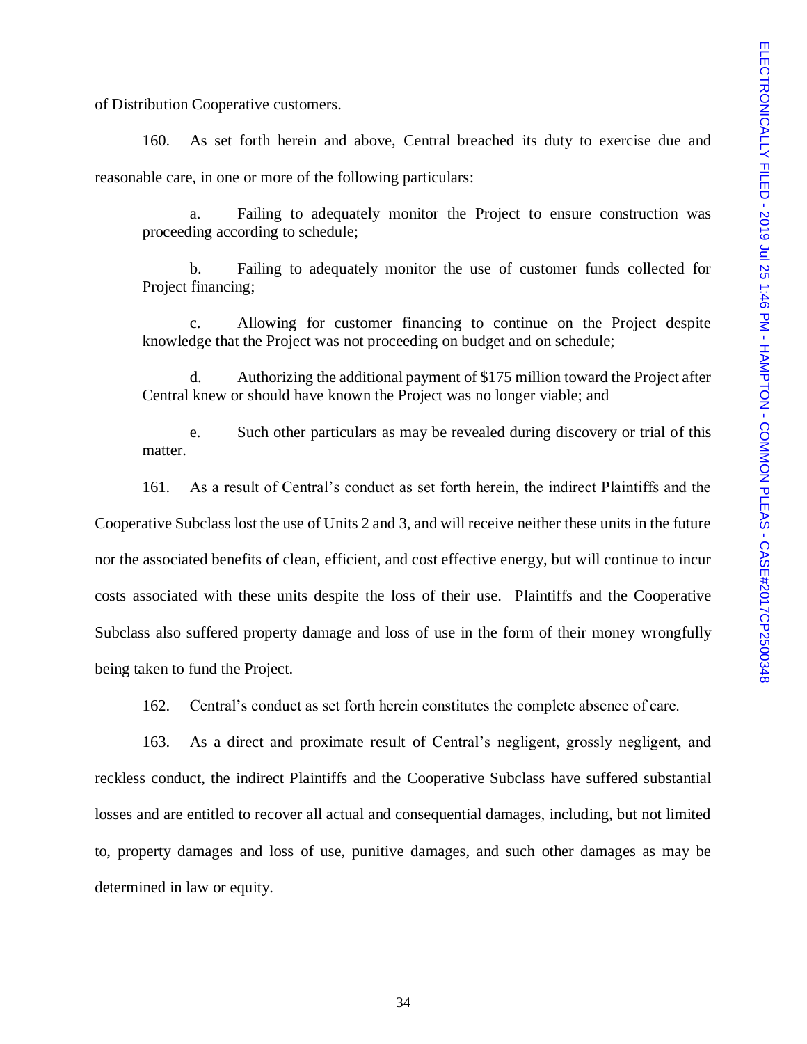of Distribution Cooperative customers.

160. As set forth herein and above, Central breached its duty to exercise due and reasonable care, in one or more of the following particulars:

a. Failing to adequately monitor the Project to ensure construction was proceeding according to schedule;

b. Failing to adequately monitor the use of customer funds collected for Project financing;

c. Allowing for customer financing to continue on the Project despite knowledge that the Project was not proceeding on budget and on schedule;

d. Authorizing the additional payment of $175 million toward the Project after Central knew or should have known the Project was no longer viable; and

e. Such other particulars as may be revealed during discovery or trial of this matter.

161. As a result of Central's conduct as set forth herein, the indirect Plaintiffs and the Cooperative Subclass lost the use of Units 2 and 3, and will receive neither these units in the future nor the associated benefits of clean, efficient, and cost effective energy, but will continue to incur costs associated with these units despite the loss of their use. Plaintiffs and the Cooperative Subclass also suffered property damage and loss of use in the form of their money wrongfully being taken to fund the Project.

162. Central's conduct as set forth herein constitutes the complete absence of care.

163. As a direct and proximate result of Central's negligent, grossly negligent, and reckless conduct, the indirect Plaintiffs and the Cooperative Subclass have suffered substantial losses and are entitled to recover all actual and consequential damages, including, but not limited to, property damages and loss of use, punitive damages, and such other damages as may be determined in law or equity.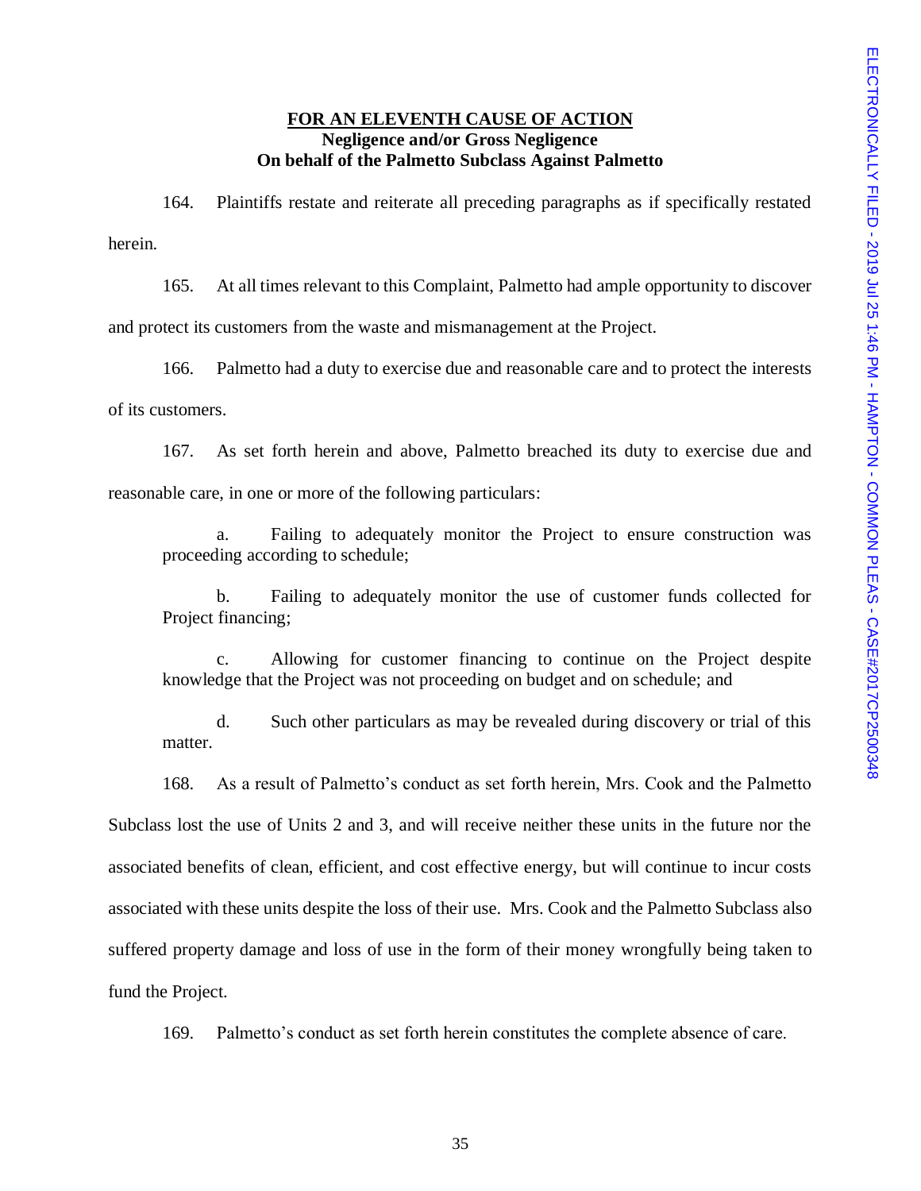**FOR AN ELEVENTH CAUSE OF ACTION**
**Negligence and/or Gross Negligence**
**On behalf of the Palmetto Subclass Against Palmetto**

164. Plaintiffs restate and reiterate all preceding paragraphs as if specifically restated herein.

165. At all times relevant to this Complaint, Palmetto had ample opportunity to discover and protect its customers from the waste and mismanagement at the Project.

166. Palmetto had a duty to exercise due and reasonable care and to protect the interests of its customers.

167. As set forth herein and above, Palmetto breached its duty to exercise due and reasonable care, in one or more of the following particulars:

a. Failing to adequately monitor the Project to ensure construction was proceeding according to schedule;

b. Failing to adequately monitor the use of customer funds collected for Project financing;

c. Allowing for customer financing to continue on the Project despite knowledge that the Project was not proceeding on budget and on schedule; and

d. Such other particulars as may be revealed during discovery or trial of this matter.

168. As a result of Palmetto's conduct as set forth herein, Mrs. Cook and the Palmetto Subclass lost the use of Units 2 and 3, and will receive neither these units in the future nor the associated benefits of clean, efficient, and cost effective energy, but will continue to incur costs associated with these units despite the loss of their use. Mrs. Cook and the Palmetto Subclass also suffered property damage and loss of use in the form of their money wrongfully being taken to fund the Project.

169. Palmetto's conduct as set forth herein constitutes the complete absence of care.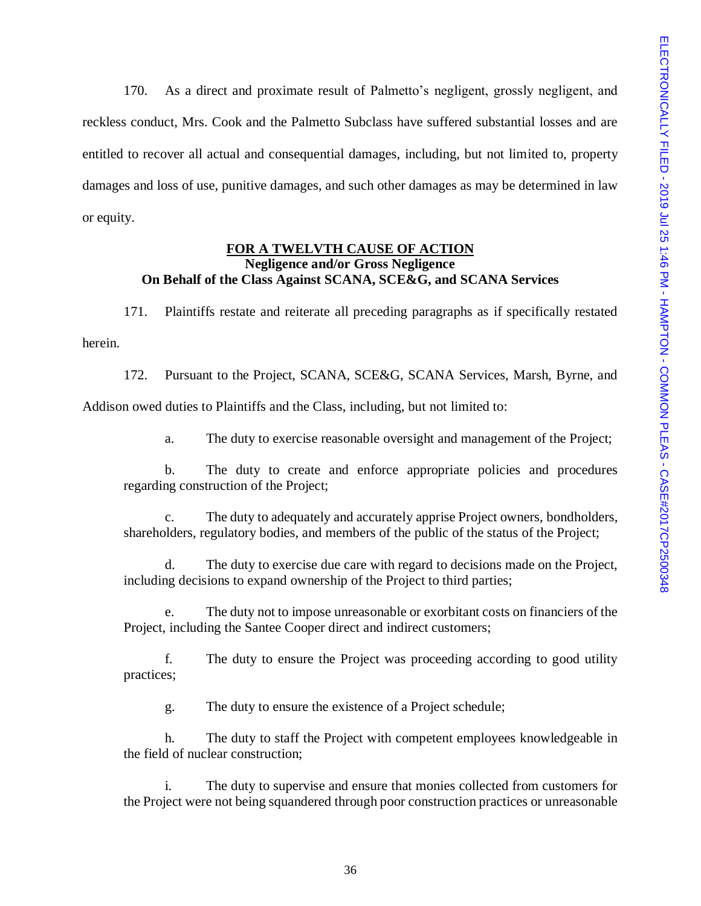170. As a direct and proximate result of Palmetto's negligent, grossly negligent, and reckless conduct, Mrs. Cook and the Palmetto Subclass have suffered substantial losses and are entitled to recover all actual and consequential damages, including, but not limited to, property damages and loss of use, punitive damages, and such other damages as may be determined in law or equity.

**FOR A TWELVTH CAUSE OF ACTION**
**Negligence and/or Gross Negligence**
**On Behalf of the Class Against SCANA, SCE&G, and SCANA Services**

171. Plaintiffs restate and reiterate all preceding paragraphs as if specifically restated herein.

172. Pursuant to the Project, SCANA, SCE&G, SCANA Services, Marsh, Byrne, and Addison owed duties to Plaintiffs and the Class, including, but not limited to:

a. The duty to exercise reasonable oversight and management of the Project;

b. The duty to create and enforce appropriate policies and procedures regarding construction of the Project;

c. The duty to adequately and accurately apprise Project owners, bondholders, shareholders, regulatory bodies, and members of the public of the status of the Project;

d. The duty to exercise due care with regard to decisions made on the Project, including decisions to expand ownership of the Project to third parties;

e. The duty not to impose unreasonable or exorbitant costs on financiers of the Project, including the Santee Cooper direct and indirect customers;

f. The duty to ensure the Project was proceeding according to good utility practices;

g. The duty to ensure the existence of a Project schedule;

h. The duty to staff the Project with competent employees knowledgeable in the field of nuclear construction;

i. The duty to supervise and ensure that monies collected from customers for the Project were not being squandered through poor construction practices or unreasonable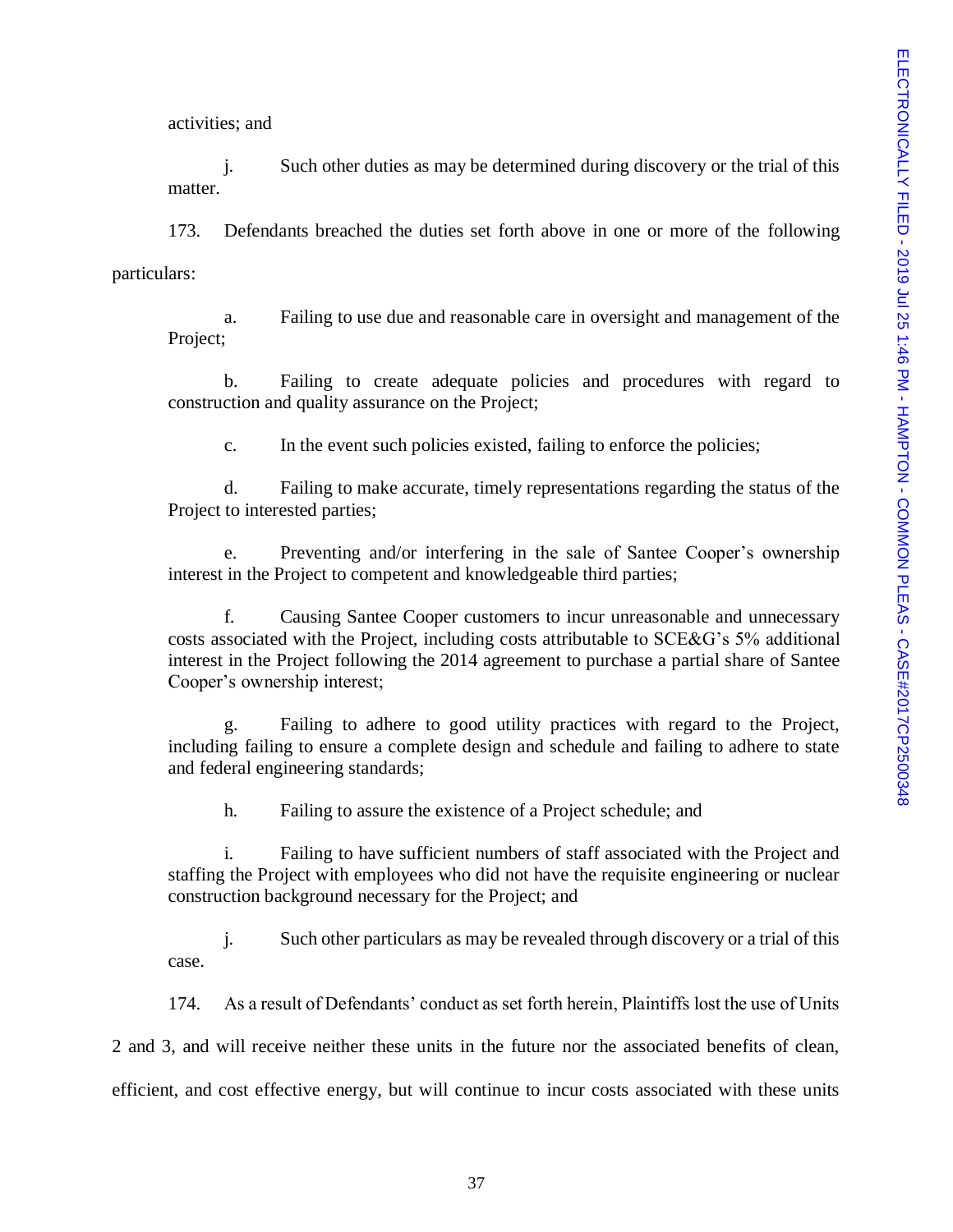activities; and

j. Such other duties as may be determined during discovery or the trial of this matter.

173. Defendants breached the duties set forth above in one or more of the following particulars:

a. Failing to use due and reasonable care in oversight and management of the Project;

b. Failing to create adequate policies and procedures with regard to construction and quality assurance on the Project;

c. In the event such policies existed, failing to enforce the policies;

d. Failing to make accurate, timely representations regarding the status of the Project to interested parties;

e. Preventing and/or interfering in the sale of Santee Cooper's ownership interest in the Project to competent and knowledgeable third parties;

f. Causing Santee Cooper customers to incur unreasonable and unnecessary costs associated with the Project, including costs attributable to SCE&G's 5% additional interest in the Project following the 2014 agreement to purchase a partial share of Santee Cooper's ownership interest;

g. Failing to adhere to good utility practices with regard to the Project, including failing to ensure a complete design and schedule and failing to adhere to state and federal engineering standards;

h. Failing to assure the existence of a Project schedule; and

i. Failing to have sufficient numbers of staff associated with the Project and staffing the Project with employees who did not have the requisite engineering or nuclear construction background necessary for the Project; and

j. Such other particulars as may be revealed through discovery or a trial of this case.

174. As a result of Defendants' conduct as set forth herein, Plaintiffs lost the use of Units 2 and 3, and will receive neither these units in the future nor the associated benefits of clean, efficient, and cost effective energy, but will continue to incur costs associated with these units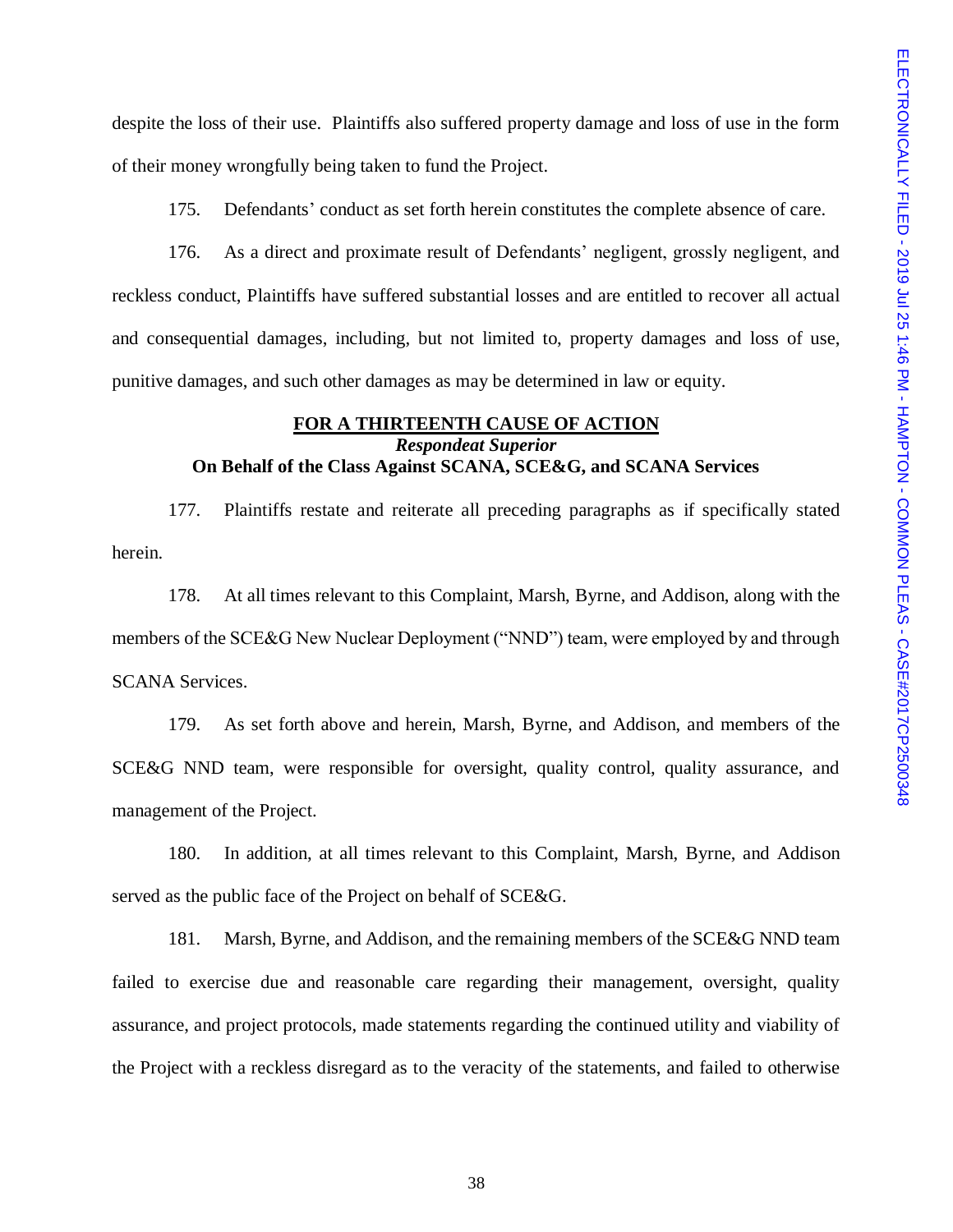despite the loss of their use. Plaintiffs also suffered property damage and loss of use in the form of their money wrongfully being taken to fund the Project.

175. Defendants' conduct as set forth herein constitutes the complete absence of care.

176. As a direct and proximate result of Defendants' negligent, grossly negligent, and reckless conduct, Plaintiffs have suffered substantial losses and are entitled to recover all actual and consequential damages, including, but not limited to, property damages and loss of use, punitive damages, and such other damages as may be determined in law or equity.

**FOR A THIRTEENTH CAUSE OF ACTION**
***Respondeat Superior***
**On Behalf of the Class Against SCANA, SCE&G, and SCANA Services**

177. Plaintiffs restate and reiterate all preceding paragraphs as if specifically stated herein.

178. At all times relevant to this Complaint, Marsh, Byrne, and Addison, along with the members of the SCE&G New Nuclear Deployment ("NND") team, were employed by and through SCANA Services.

179. As set forth above and herein, Marsh, Byrne, and Addison, and members of the SCE&G NND team, were responsible for oversight, quality control, quality assurance, and management of the Project.

180. In addition, at all times relevant to this Complaint, Marsh, Byrne, and Addison served as the public face of the Project on behalf of SCE&G.

181. Marsh, Byrne, and Addison, and the remaining members of the SCE&G NND team failed to exercise due and reasonable care regarding their management, oversight, quality assurance, and project protocols, made statements regarding the continued utility and viability of the Project with a reckless disregard as to the veracity of the statements, and failed to otherwise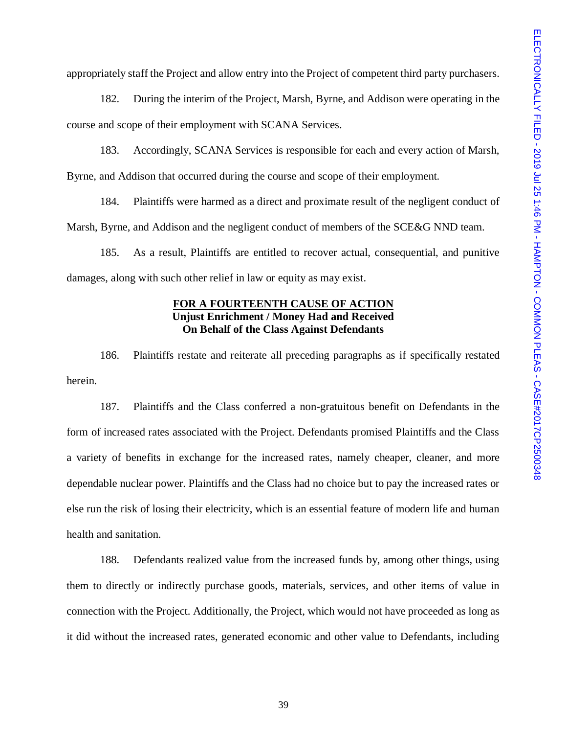appropriately staff the Project and allow entry into the Project of competent third party purchasers.

182. During the interim of the Project, Marsh, Byrne, and Addison were operating in the course and scope of their employment with SCANA Services.

183. Accordingly, SCANA Services is responsible for each and every action of Marsh, Byrne, and Addison that occurred during the course and scope of their employment.

184. Plaintiffs were harmed as a direct and proximate result of the negligent conduct of Marsh, Byrne, and Addison and the negligent conduct of members of the SCE&G NND team.

185. As a result, Plaintiffs are entitled to recover actual, consequential, and punitive damages, along with such other relief in law or equity as may exist.

**FOR A FOURTEENTH CAUSE OF ACTION**
**Unjust Enrichment / Money Had and Received**
**On Behalf of the Class Against Defendants**

186. Plaintiffs restate and reiterate all preceding paragraphs as if specifically restated herein.

187. Plaintiffs and the Class conferred a non-gratuitous benefit on Defendants in the form of increased rates associated with the Project. Defendants promised Plaintiffs and the Class a variety of benefits in exchange for the increased rates, namely cheaper, cleaner, and more dependable nuclear power. Plaintiffs and the Class had no choice but to pay the increased rates or else run the risk of losing their electricity, which is an essential feature of modern life and human health and sanitation.

188. Defendants realized value from the increased funds by, among other things, using them to directly or indirectly purchase goods, materials, services, and other items of value in connection with the Project. Additionally, the Project, which would not have proceeded as long as it did without the increased rates, generated economic and other value to Defendants, including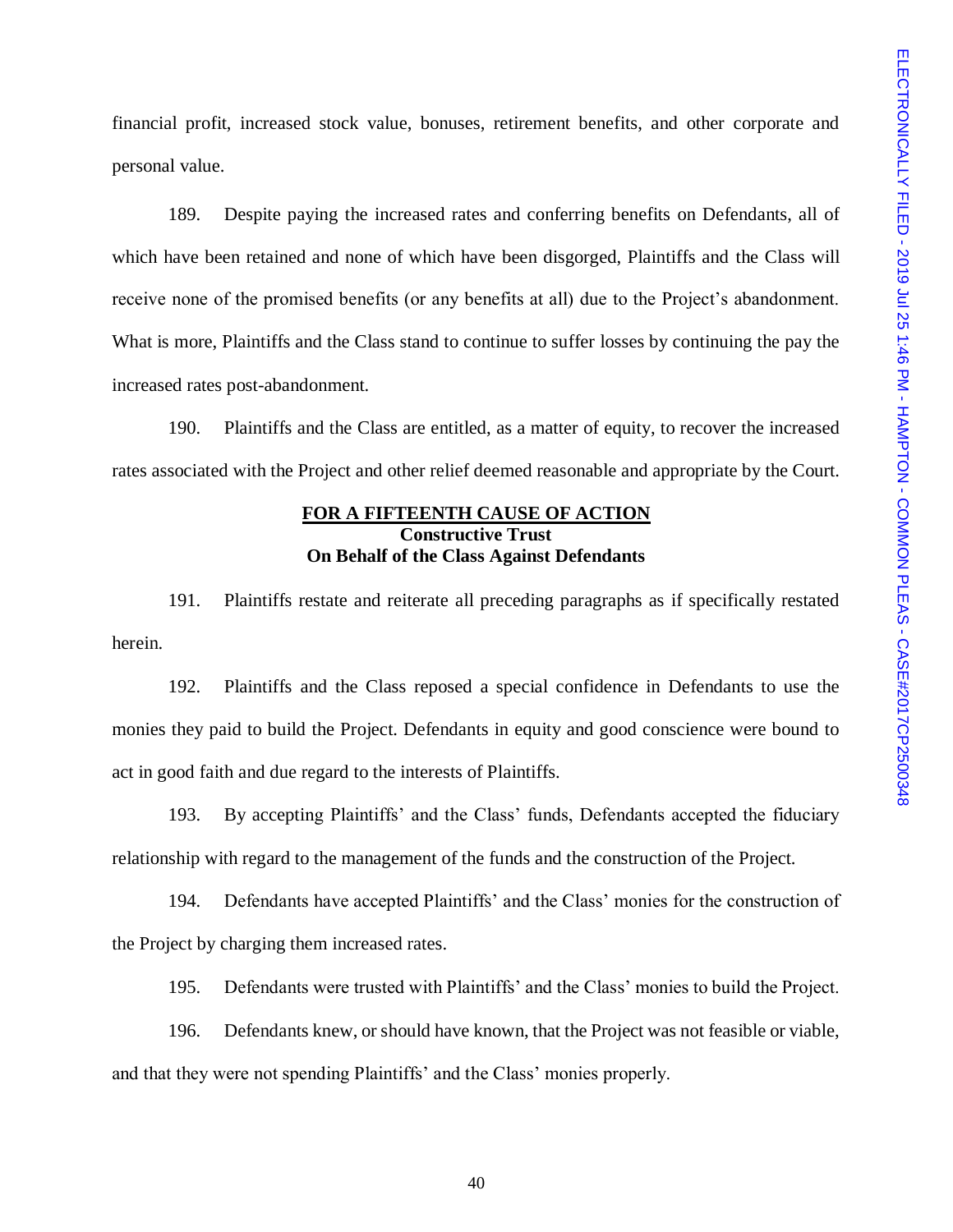financial profit, increased stock value, bonuses, retirement benefits, and other corporate and personal value.

189. Despite paying the increased rates and conferring benefits on Defendants, all of which have been retained and none of which have been disgorged, Plaintiffs and the Class will receive none of the promised benefits (or any benefits at all) due to the Project's abandonment. What is more, Plaintiffs and the Class stand to continue to suffer losses by continuing the pay the increased rates post-abandonment.

190. Plaintiffs and the Class are entitled, as a matter of equity, to recover the increased rates associated with the Project and other relief deemed reasonable and appropriate by the Court.

**FOR A FIFTEENTH CAUSE OF ACTION**
**Constructive Trust**
**On Behalf of the Class Against Defendants**

191. Plaintiffs restate and reiterate all preceding paragraphs as if specifically restated herein.

192. Plaintiffs and the Class reposed a special confidence in Defendants to use the monies they paid to build the Project. Defendants in equity and good conscience were bound to act in good faith and due regard to the interests of Plaintiffs.

193. By accepting Plaintiffs' and the Class' funds, Defendants accepted the fiduciary relationship with regard to the management of the funds and the construction of the Project.

194. Defendants have accepted Plaintiffs' and the Class' monies for the construction of the Project by charging them increased rates.

195. Defendants were trusted with Plaintiffs' and the Class' monies to build the Project.

196. Defendants knew, or should have known, that the Project was not feasible or viable, and that they were not spending Plaintiffs' and the Class' monies properly.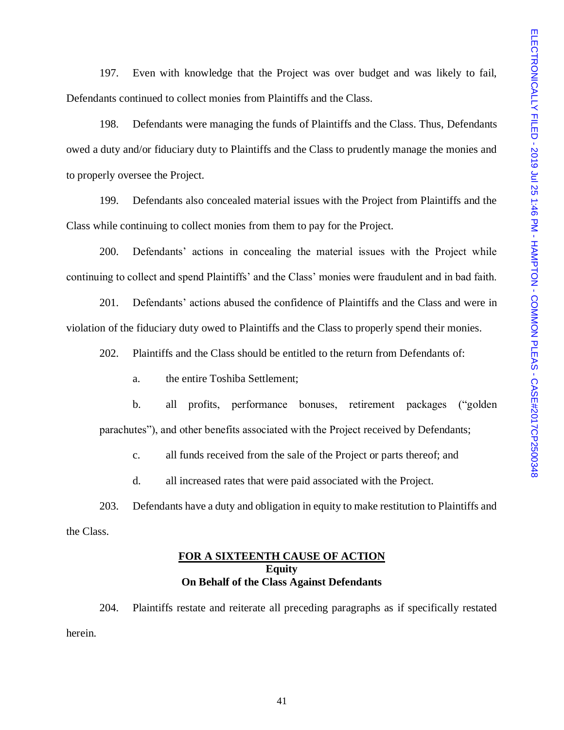197. Even with knowledge that the Project was over budget and was likely to fail, Defendants continued to collect monies from Plaintiffs and the Class.

198. Defendants were managing the funds of Plaintiffs and the Class. Thus, Defendants owed a duty and/or fiduciary duty to Plaintiffs and the Class to prudently manage the monies and to properly oversee the Project.

199. Defendants also concealed material issues with the Project from Plaintiffs and the Class while continuing to collect monies from them to pay for the Project.

200. Defendants' actions in concealing the material issues with the Project while continuing to collect and spend Plaintiffs' and the Class' monies were fraudulent and in bad faith.

201. Defendants' actions abused the confidence of Plaintiffs and the Class and were in violation of the fiduciary duty owed to Plaintiffs and the Class to properly spend their monies.

202. Plaintiffs and the Class should be entitled to the return from Defendants of:

a. the entire Toshiba Settlement;

b. all profits, performance bonuses, retirement packages ("golden parachutes"), and other benefits associated with the Project received by Defendants;

c. all funds received from the sale of the Project or parts thereof; and

d. all increased rates that were paid associated with the Project.

203. Defendants have a duty and obligation in equity to make restitution to Plaintiffs and the Class.

**FOR A SIXTEENTH CAUSE OF ACTION**
**Equity**
**On Behalf of the Class Against Defendants**

204. Plaintiffs restate and reiterate all preceding paragraphs as if specifically restated herein.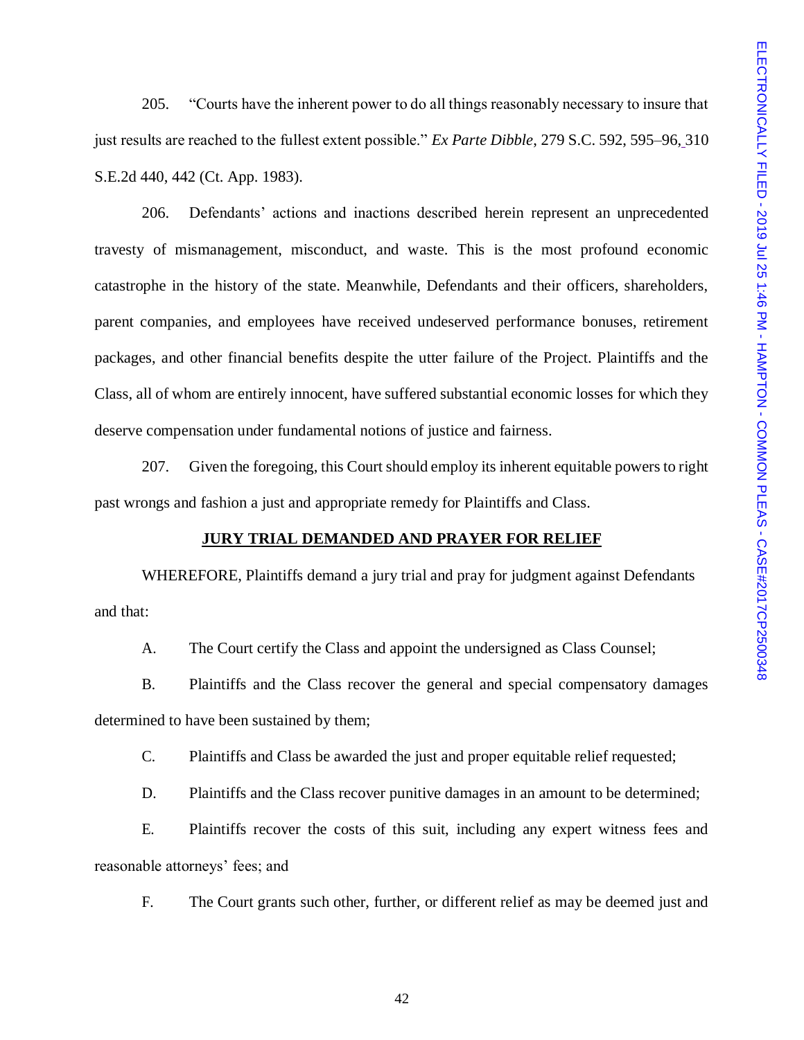205. "Courts have the inherent power to do all things reasonably necessary to insure that just results are reached to the fullest extent possible." *Ex Parte Dibble*, 279 S.C. 592, 595–96, 310 S.E.2d 440, 442 (Ct. App. 1983).

206. Defendants' actions and inactions described herein represent an unprecedented travesty of mismanagement, misconduct, and waste. This is the most profound economic catastrophe in the history of the state. Meanwhile, Defendants and their officers, shareholders, parent companies, and employees have received undeserved performance bonuses, retirement packages, and other financial benefits despite the utter failure of the Project. Plaintiffs and the Class, all of whom are entirely innocent, have suffered substantial economic losses for which they deserve compensation under fundamental notions of justice and fairness.

207. Given the foregoing, this Court should employ its inherent equitable powers to right past wrongs and fashion a just and appropriate remedy for Plaintiffs and Class.

**JURY TRIAL DEMANDED AND PRAYER FOR RELIEF**

WHEREFORE, Plaintiffs demand a jury trial and pray for judgment against Defendants and that:

A. The Court certify the Class and appoint the undersigned as Class Counsel;

B. Plaintiffs and the Class recover the general and special compensatory damages determined to have been sustained by them;

C. Plaintiffs and Class be awarded the just and proper equitable relief requested;

D. Plaintiffs and the Class recover punitive damages in an amount to be determined;

E. Plaintiffs recover the costs of this suit, including any expert witness fees and reasonable attorneys' fees; and

F. The Court grants such other, further, or different relief as may be deemed just and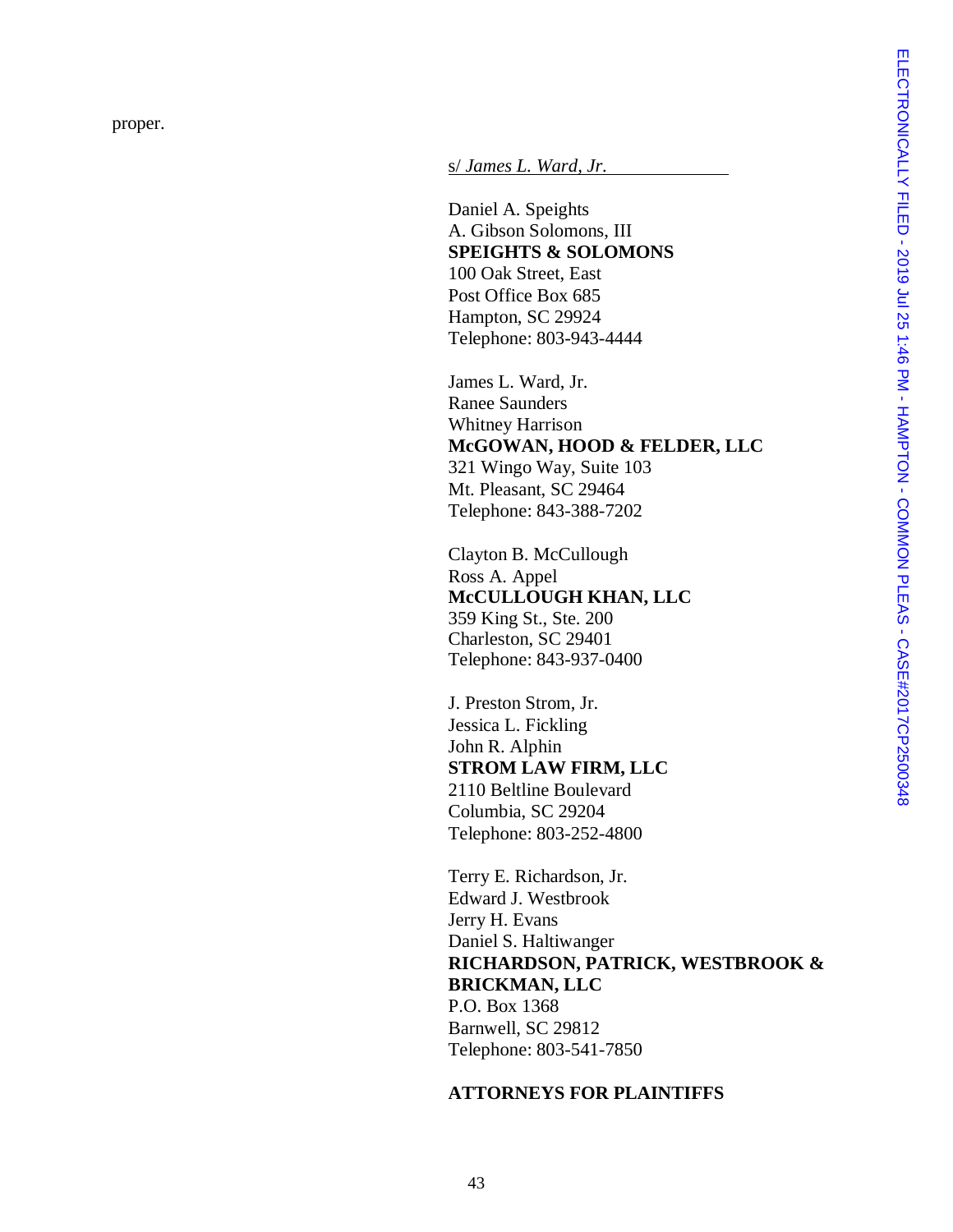proper.

s/ *James L. Ward, Jr.*

Daniel A. Speights
A. Gibson Solomons, III
**SPEIGHTS & SOLOMONS**
100 Oak Street, East
Post Office Box 685
Hampton, SC 29924
Telephone: 803-943-4444

James L. Ward, Jr.
Ranee Saunders
Whitney Harrison
**McGOWAN, HOOD & FELDER, LLC**
321 Wingo Way, Suite 103
Mt. Pleasant, SC 29464
Telephone: 843-388-7202

Clayton B. McCullough
Ross A. Appel
**McCULLOUGH KHAN, LLC**
359 King St., Ste. 200
Charleston, SC 29401
Telephone: 843-937-0400

J. Preston Strom, Jr.
Jessica L. Fickling
John R. Alphin
**STROM LAW FIRM, LLC**
2110 Beltline Boulevard
Columbia, SC 29204
Telephone: 803-252-4800

Terry E. Richardson, Jr.
Edward J. Westbrook
Jerry H. Evans
Daniel S. Haltiwanger
**RICHARDSON, PATRICK, WESTBROOK & BRICKMAN, LLC**
P.O. Box 1368
Barnwell, SC 29812
Telephone: 803-541-7850

**ATTORNEYS FOR PLAINTIFFS**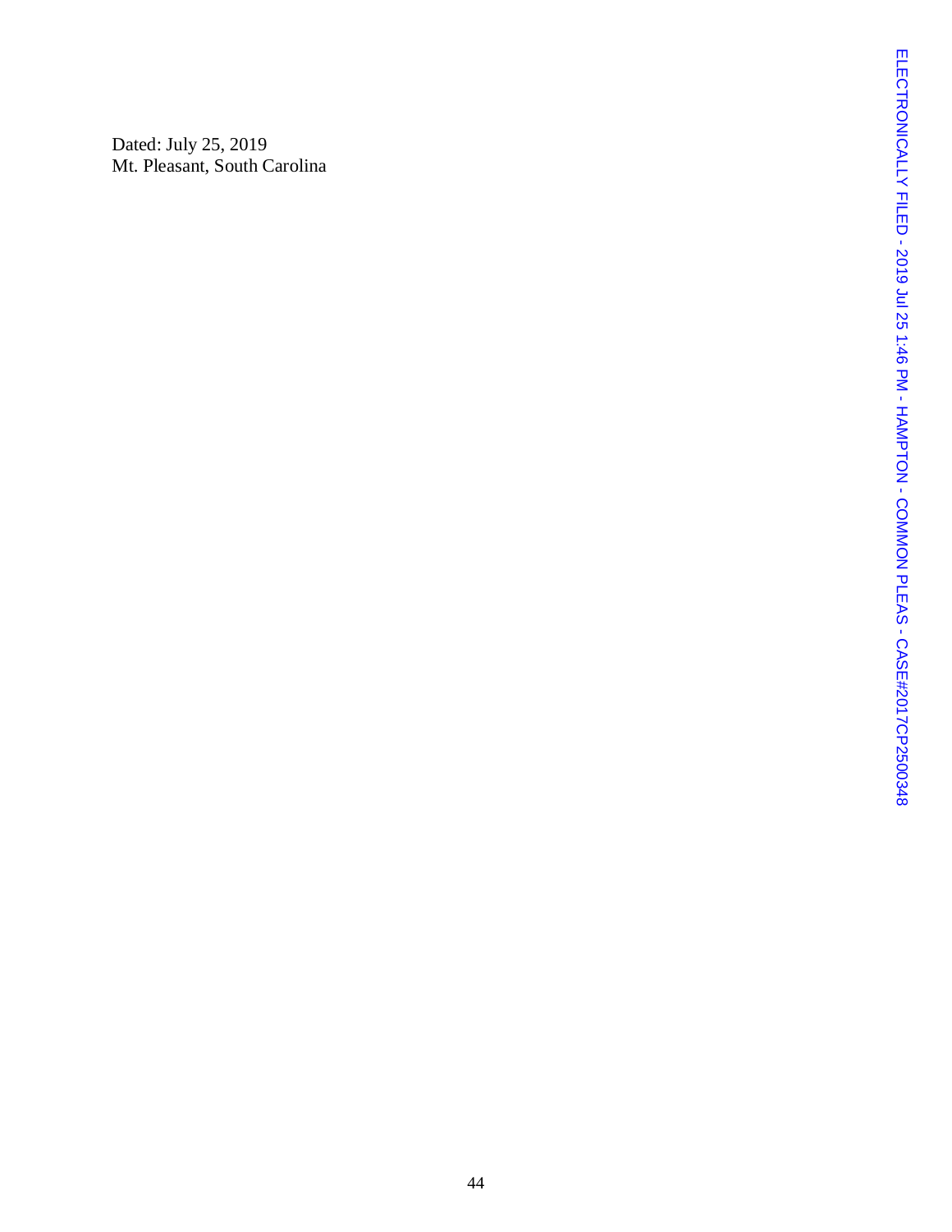Dated: July 25, 2019
Mt. Pleasant, South Carolina